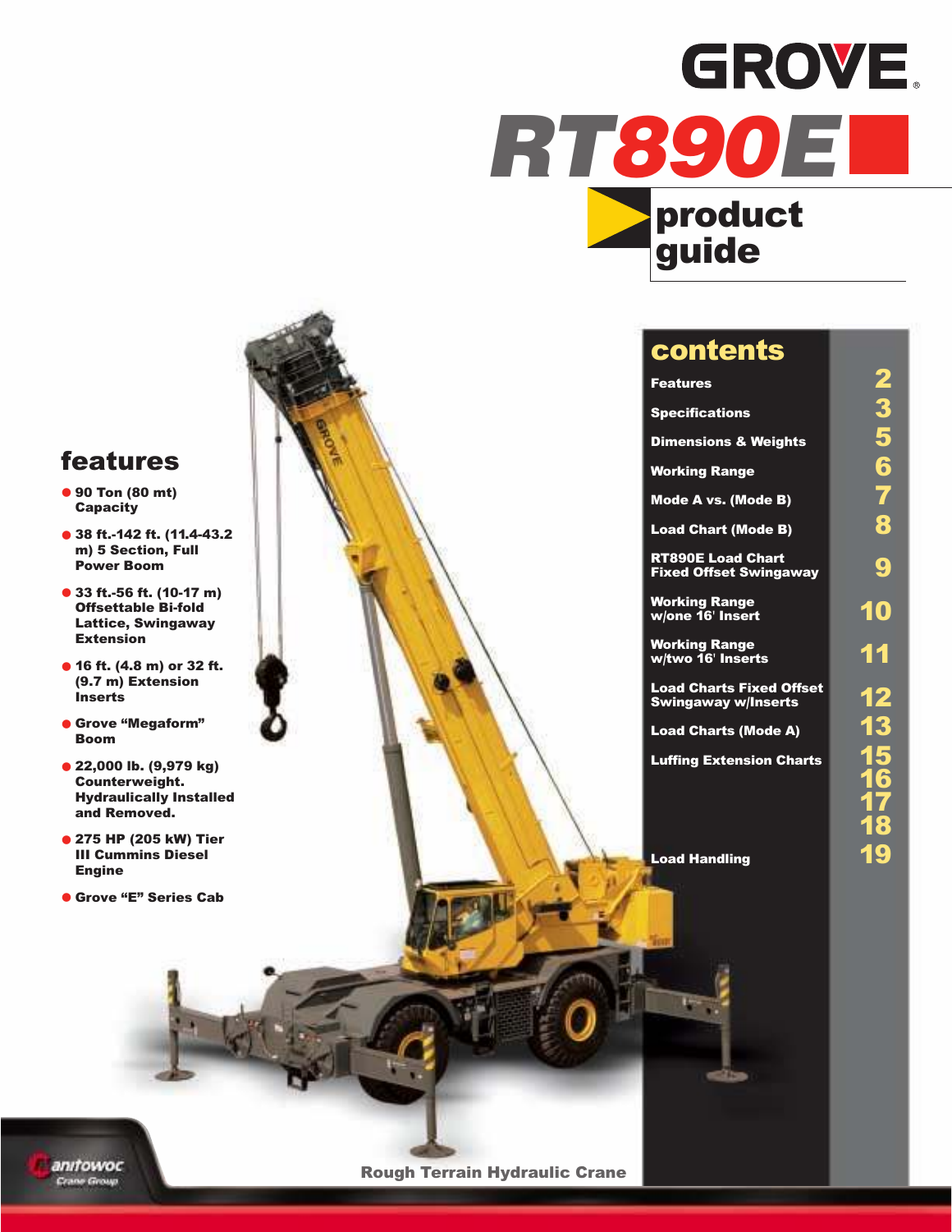# GROVE®

# RT890E

## product guide

## features

- 90 Ton (80 mt) Capacity
- 38 ft.-142 ft. (11.4-43.2 m) 5 Section, Full Power Boom
- 33 ft.-56 ft. (10-17 m) Offsettable Bi-fold Lattice, Swingaway Extension
- 16 ft. (4.8 m) or 32 ft. (9.7 m) Extension Inserts
- Grove "Megaform" Boom
- 22,000 lb. (9,979 kg) Counterweight. Hydraulically Installed and Removed.
- 275 HP (205 kW) Tier III Cummins Diesel Engine
- Grove "E" Series Cab

## contents

| | |
|---|---|
| Features | 2 |
| Specifications | 3 |
| Dimensions & Weights | 5 |
| Working Range | 6 |
| Mode A vs. (Mode B) | 7 |
| Load Chart (Mode B) | 8 |
| RT890E Load Chart Fixed Offset Swingaway | 9 |
| Working Range w/one 16' Insert | 10 |
| Working Range w/two 16' Inserts | 11 |
| Load Charts Fixed Offset Swingaway w/Inserts | 12 |
| Load Charts (Mode A) | 13 |
| Luffing Extension Charts | 15 16 17 18 |
| Load Handling | 19 |

Rough Terrain Hydraulic Crane

Manitowoc Crane Group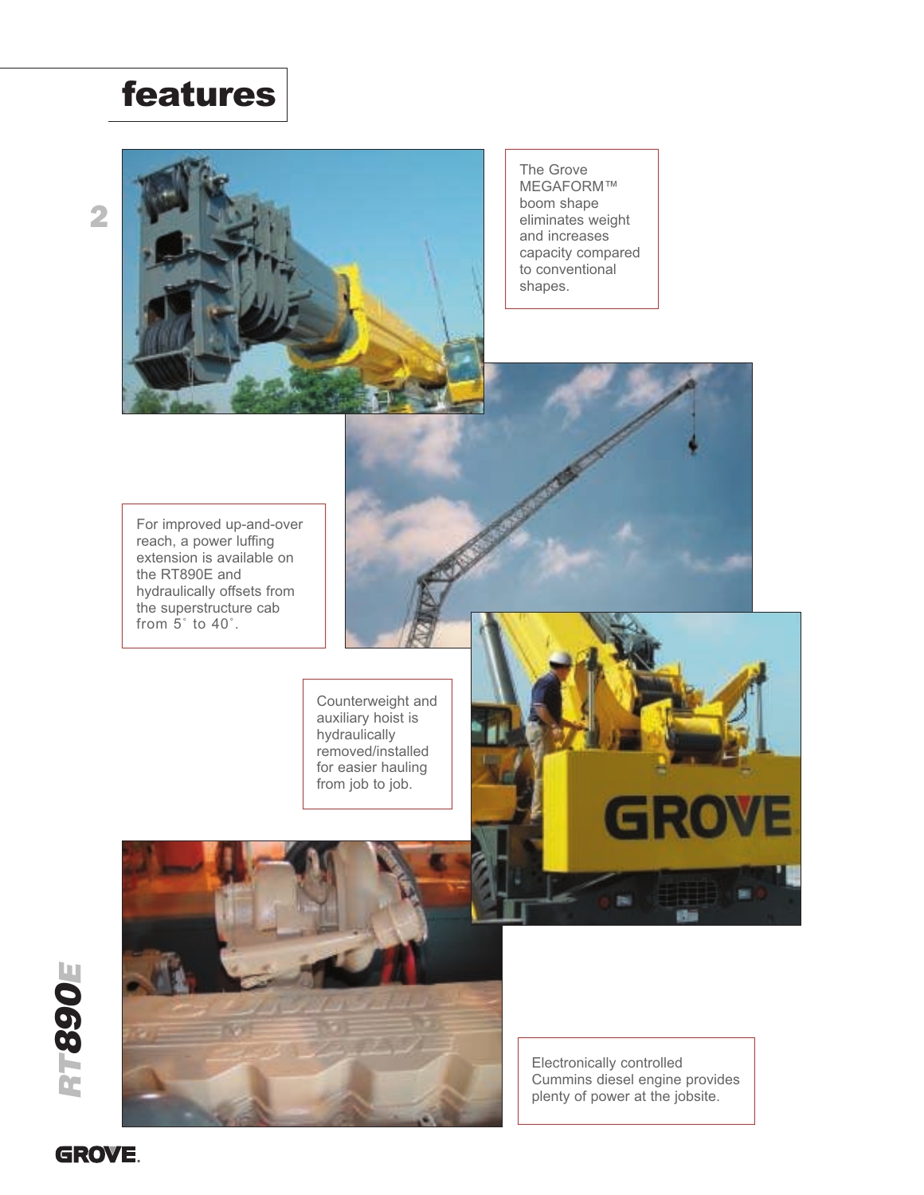# features

The Grove MEGAFORM™ boom shape eliminates weight and increases capacity compared to conventional shapes.

For improved up-and-over reach, a power luffing extension is available on the RT890E and hydraulically offsets from the superstructure cab from 5˚ to 40˚.

Counterweight and auxiliary hoist is hydraulically removed/installed for easier hauling from job to job.

Electronically controlled Cummins diesel engine provides plenty of power at the jobsite.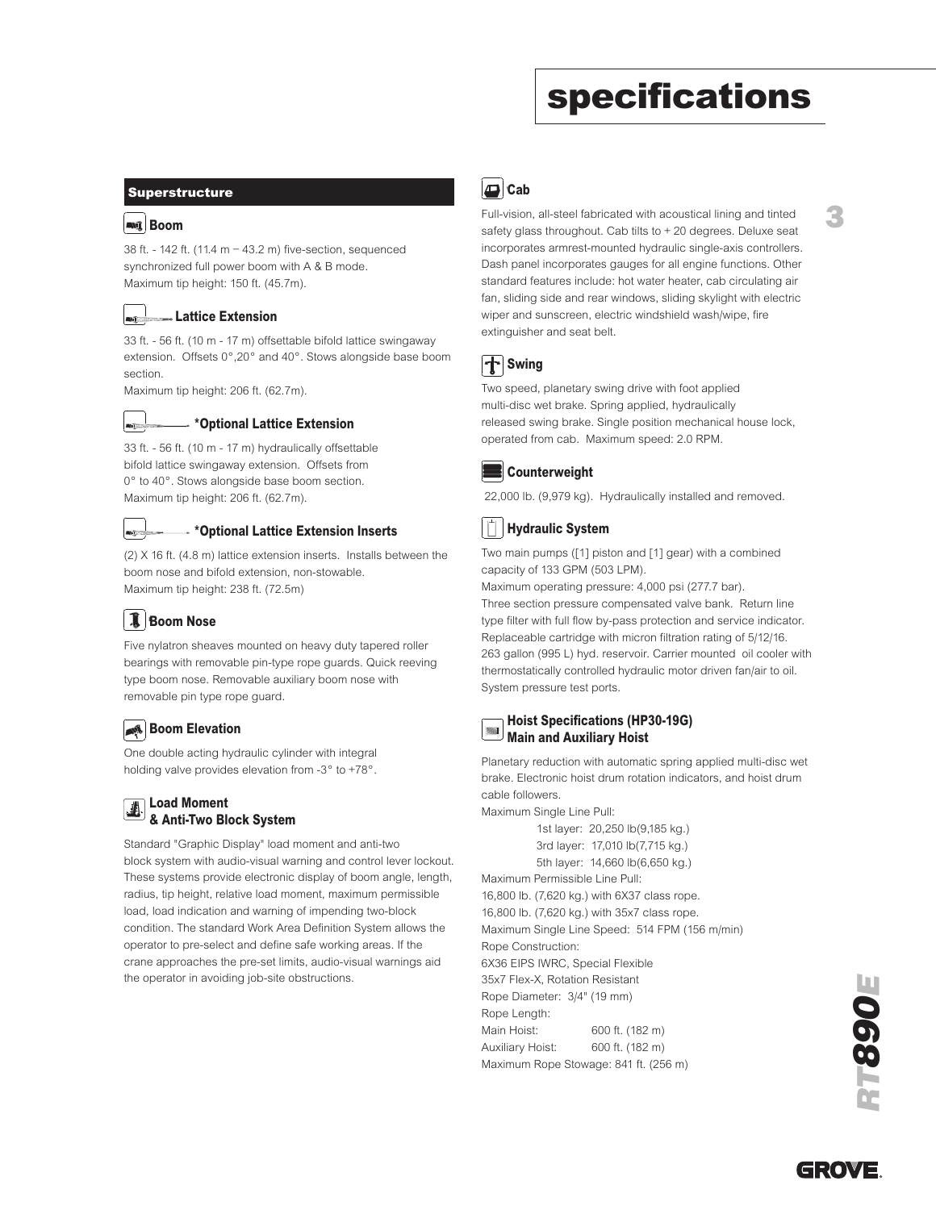# specifications

## Superstructure

### Boom

38 ft. - 142 ft. (11.4 m – 43.2 m) five-section, sequenced synchronized full power boom with A & B mode.
Maximum tip height: 150 ft. (45.7m).

### Lattice Extension

33 ft. - 56 ft. (10 m - 17 m) offsettable bifold lattice swingaway extension. Offsets 0°,20° and 40°. Stows alongside base boom section.
Maximum tip height: 206 ft. (62.7m).

### *Optional Lattice Extension

33 ft. - 56 ft. (10 m - 17 m) hydraulically offsettable bifold lattice swingaway extension. Offsets from 0° to 40°. Stows alongside base boom section.
Maximum tip height: 206 ft. (62.7m).

### *Optional Lattice Extension Inserts

(2) X 16 ft. (4.8 m) lattice extension inserts. Installs between the boom nose and bifold extension, non-stowable.
Maximum tip height: 238 ft. (72.5m)

### Boom Nose

Five nylatron sheaves mounted on heavy duty tapered roller bearings with removable pin-type rope guards. Quick reeving type boom nose. Removable auxiliary boom nose with removable pin type rope guard.

### Boom Elevation

One double acting hydraulic cylinder with integral holding valve provides elevation from -3° to +78°.

### Load Moment & Anti-Two Block System

Standard "Graphic Display" load moment and anti-two block system with audio-visual warning and control lever lockout. These systems provide electronic display of boom angle, length, radius, tip height, relative load moment, maximum permissible load, load indication and warning of impending two-block condition. The standard Work Area Definition System allows the operator to pre-select and define safe working areas. If the crane approaches the pre-set limits, audio-visual warnings aid the operator in avoiding job-site obstructions.

### Cab

Full-vision, all-steel fabricated with acoustical lining and tinted safety glass throughout. Cab tilts to + 20 degrees. Deluxe seat incorporates armrest-mounted hydraulic single-axis controllers. Dash panel incorporates gauges for all engine functions. Other standard features include: hot water heater, cab circulating air fan, sliding side and rear windows, sliding skylight with electric wiper and sunscreen, electric windshield wash/wipe, fire extinguisher and seat belt.

### Swing

Two speed, planetary swing drive with foot applied multi-disc wet brake. Spring applied, hydraulically released swing brake. Single position mechanical house lock, operated from cab. Maximum speed: 2.0 RPM.

### Counterweight

22,000 lb. (9,979 kg). Hydraulically installed and removed.

### Hydraulic System

Two main pumps ([1] piston and [1] gear) with a combined capacity of 133 GPM (503 LPM).
Maximum operating pressure: 4,000 psi (277.7 bar).
Three section pressure compensated valve bank. Return line type filter with full flow by-pass protection and service indicator. Replaceable cartridge with micron filtration rating of 5/12/16.
263 gallon (995 L) hyd. reservoir. Carrier mounted oil cooler with thermostatically controlled hydraulic motor driven fan/air to oil.
System pressure test ports.

### Hoist Specifications (HP30-19G) Main and Auxiliary Hoist

Planetary reduction with automatic spring applied multi-disc wet brake. Electronic hoist drum rotation indicators, and hoist drum cable followers.

Maximum Single Line Pull:
- 1st layer: 20,250 lb(9,185 kg.)
- 3rd layer: 17,010 lb(7,715 kg.)
- 5th layer: 14,660 lb(6,650 kg.)

Maximum Permissible Line Pull:
16,800 lb. (7,620 kg.) with 6X37 class rope.
16,800 lb. (7,620 kg.) with 35x7 class rope.
Maximum Single Line Speed: 514 FPM (156 m/min)
Rope Construction:
6X36 EIPS IWRC, Special Flexible
35x7 Flex-X, Rotation Resistant
Rope Diameter: 3/4" (19 mm)
Rope Length:
Main Hoist: 600 ft. (182 m)
Auxiliary Hoist: 600 ft. (182 m)
Maximum Rope Stowage: 841 ft. (256 m)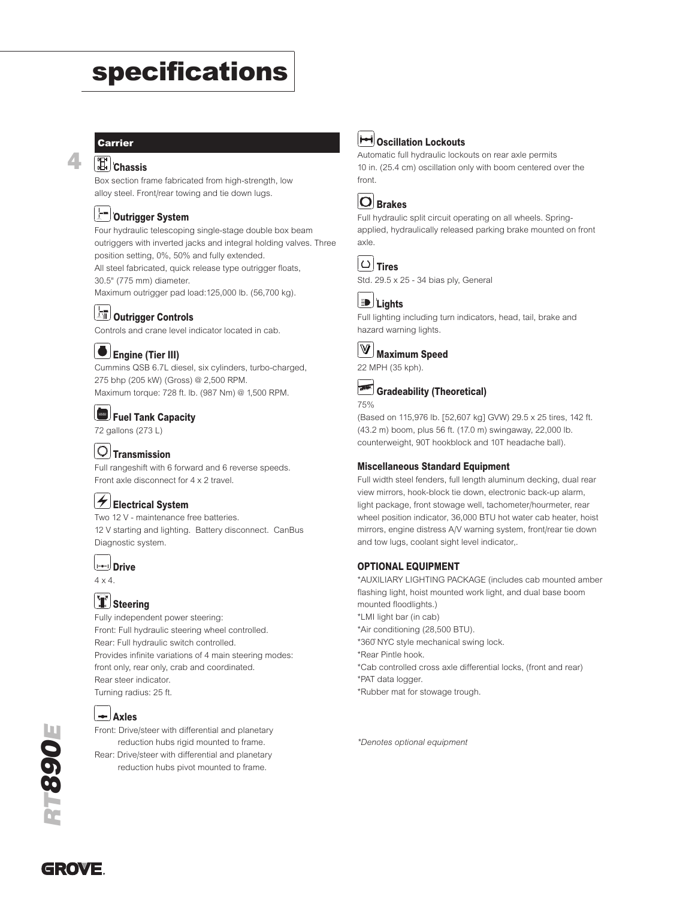# specifications

## Carrier

### Chassis
Box section frame fabricated from high-strength, low alloy steel. Front/rear towing and tie down lugs.

### Outrigger System
Four hydraulic telescoping single-stage double box beam outriggers with inverted jacks and integral holding valves. Three position setting, 0%, 50% and fully extended.
All steel fabricated, quick release type outrigger floats, 30.5" (775 mm) diameter.
Maximum outrigger pad load:125,000 lb. (56,700 kg).

### Outrigger Controls
Controls and crane level indicator located in cab.

### Engine (Tier III)
Cummins QSB 6.7L diesel, six cylinders, turbo-charged, 275 bhp (205 kW) (Gross) @ 2,500 RPM.
Maximum torque: 728 ft. lb. (987 Nm) @ 1,500 RPM.

### Fuel Tank Capacity
72 gallons (273 L)

### Transmission
Full rangeshift with 6 forward and 6 reverse speeds.
Front axle disconnect for 4 x 2 travel.

### Electrical System
Two 12 V - maintenance free batteries.
12 V starting and lighting. Battery disconnect. CanBus Diagnostic system.

### Drive
4 x 4.

### Steering
Fully independent power steering:
Front: Full hydraulic steering wheel controlled.
Rear: Full hydraulic switch controlled.
Provides infinite variations of 4 main steering modes: front only, rear only, crab and coordinated.
Rear steer indicator.
Turning radius: 25 ft.

### Axles
Front: Drive/steer with differential and planetary reduction hubs rigid mounted to frame.
Rear: Drive/steer with differential and planetary reduction hubs pivot mounted to frame.

### Oscillation Lockouts
Automatic full hydraulic lockouts on rear axle permits 10 in. (25.4 cm) oscillation only with boom centered over the front.

### Brakes
Full hydraulic split circuit operating on all wheels. Spring-applied, hydraulically released parking brake mounted on front axle.

### Tires
Std. 29.5 x 25 - 34 bias ply, General

### Lights
Full lighting including turn indicators, head, tail, brake and hazard warning lights.

### Maximum Speed
22 MPH (35 kph).

### Gradeability (Theoretical)
75%
(Based on 115,976 lb. [52,607 kg] GVW) 29.5 x 25 tires, 142 ft. (43.2 m) boom, plus 56 ft. (17.0 m) swingaway, 22,000 lb. counterweight, 90T hookblock and 10T headache ball).

### Miscellaneous Standard Equipment
Full width steel fenders, full length aluminum decking, dual rear view mirrors, hook-block tie down, electronic back-up alarm, light package, front stowage well, tachometer/hourmeter, rear wheel position indicator, 36,000 BTU hot water cab heater, hoist mirrors, engine distress A/V warning system, front/rear tie down and tow lugs, coolant sight level indicator,.

### OPTIONAL EQUIPMENT
*AUXILIARY LIGHTING PACKAGE (includes cab mounted amber flashing light, hoist mounted work light, and dual base boom mounted floodlights.)
*LMI light bar (in cab)
*Air conditioning (28,500 BTU).
*360° NYC style mechanical swing lock.
*Rear Pintle hook.
*Cab controlled cross axle differential locks, (front and rear)
*PAT data logger.
*Rubber mat for stowage trough.

*\*Denotes optional equipment*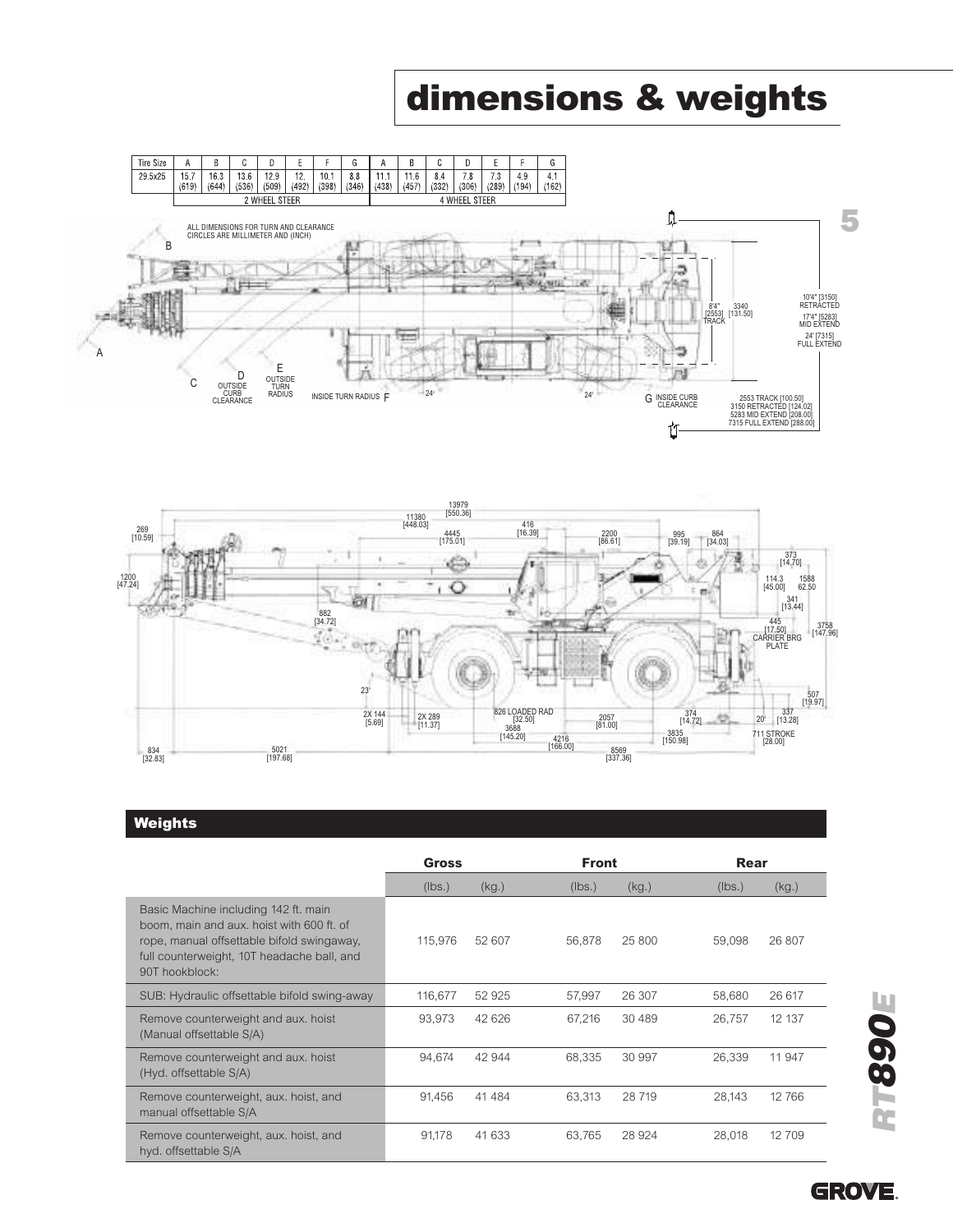# dimensions & weights

| Tire Size | A | B | C | D | E | F | G | A | B | C | D | E | F | G |
|---|---|---|---|---|---|---|---|---|---|---|---|---|---|---|
| 29.5x25 | 15.7 (619) | 16.3 (644) | 13.6 (536) | 12.9 (509) | 12. (492) | 10.1 (398) | 8.8 (346) | 11.1 (438) | 11.6 (457) | 8.4 (332) | 7.8 (306) | 7.3 (289) | 4.9 (194) | 4.1 (162) |
| | 2 WHEEL STEER | | | | | | | 4 WHEEL STEER | | | | | | |

ALL DIMENSIONS FOR TURN AND CLEARANCE CIRCLES ARE MILLIMETER AND (INCH)

A, B, C, D OUTSIDE CURB CLEARANCE, E OUTSIDE TURN RADIUS, INSIDE TURN RADIUS F, G INSIDE CURB CLEARANCE

8'4" [2553] TRACK; 3340 [131.50]

10'4" [3150] RETRACTED; 17'4" [5283] MID EXTEND; 24' [7315] FULL EXTEND

2553 TRACK [100.50]; 3150 RETRACTED [124.02]; 5283 MID EXTEND [208.00]; 7315 FULL EXTEND [288.00]

13979 [550.36]; 11380 [448.03]; 4445 [175.01]; 416 [16.39]; 2200 [86.61]; 995 [39.19]; 864 [34.03]; 269 [10.59]; 1200 [47.24]; 373 [14.70]; 114.3 [45.00]; 1588 62.50; 341 [13.44]; 882 [34.72]; 445 [17.50] CARRIER BRG PLATE; 3758 [147.96]; 507 [19.97]; 23°; 2X 144 [5.69]; 2X 289 [11.37]; 826 LOADED RAD [32.50]; 3688 [145.20]; 4216 [166.00]; 2057 [81.00]; 374 [14.72]; 20°; 337 [13.28]; 3835 [150.98]; 711 STROKE [28.00]; 8569 [337.36]; 834 [32.83]; 5021 [197.68]

## Weights

| | Gross | | Front | | Rear | |
|---|---|---|---|---|---|---|
| | (lbs.) | (kg.) | (lbs.) | (kg.) | (lbs.) | (kg.) |
| Basic Machine including 142 ft. main boom, main and aux. hoist with 600 ft. of rope, manual offsettable bifold swingaway, full counterweight, 10T headache ball, and 90T hookblock: | 115,976 | 52 607 | 56,878 | 25 800 | 59,098 | 26 807 |
| SUB: Hydraulic offsettable bifold swing-away | 116,677 | 52 925 | 57,997 | 26 307 | 58,680 | 26 617 |
| Remove counterweight and aux. hoist (Manual offsettable S/A) | 93,973 | 42 626 | 67,216 | 30 489 | 26,757 | 12 137 |
| Remove counterweight and aux. hoist (Hyd. offsettable S/A) | 94,674 | 42 944 | 68,335 | 30 997 | 26,339 | 11 947 |
| Remove counterweight, aux. hoist, and manual offsettable S/A | 91,456 | 41 484 | 63,313 | 28 719 | 28,143 | 12 766 |
| Remove counterweight, aux. hoist, and hyd. offsettable S/A | 91,178 | 41 633 | 63,765 | 28 924 | 28,018 | 12 709 |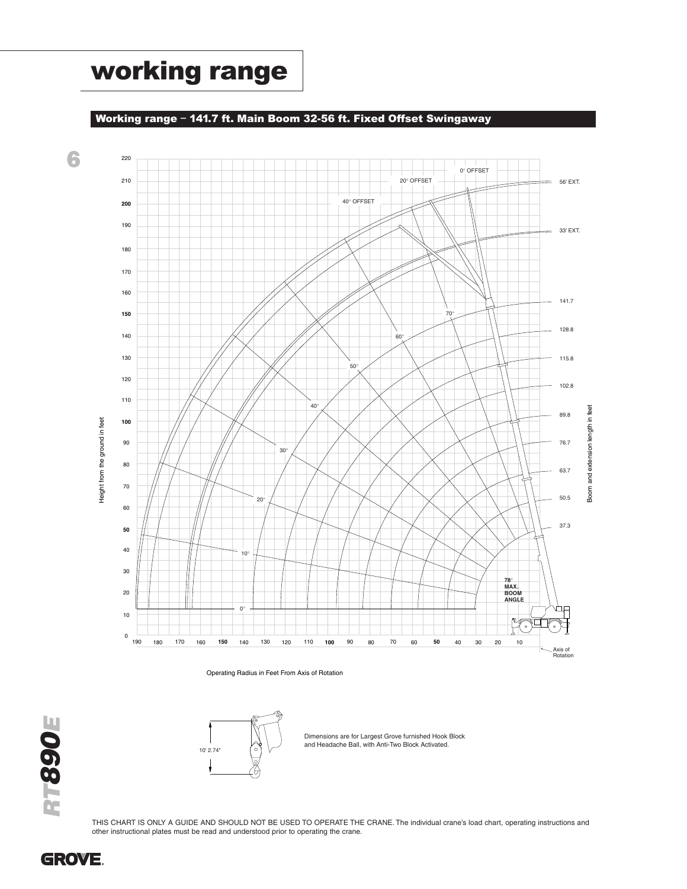# working range

## Working range – 141.7 ft. Main Boom 32-56 ft. Fixed Offset Swingaway

0° OFFSET

20° OFFSET

40° OFFSET

56' EXT.

33' EXT.

141.7

128.8

115.8

102.8

89.8

76.7

63.7

50.5

37.3

78° MAX. BOOM ANGLE

Height from the ground in feet

Boom and extension length in feet

Operating Radius in Feet From Axis of Rotation

Axis of Rotation

10' 2.74"

Dimensions are for Largest Grove furnished Hook Block and Headache Ball, with Anti-Two Block Activated.

THIS CHART IS ONLY A GUIDE AND SHOULD NOT BE USED TO OPERATE THE CRANE. The individual crane's load chart, operating instructions and other instructional plates must be read and understood prior to operating the crane.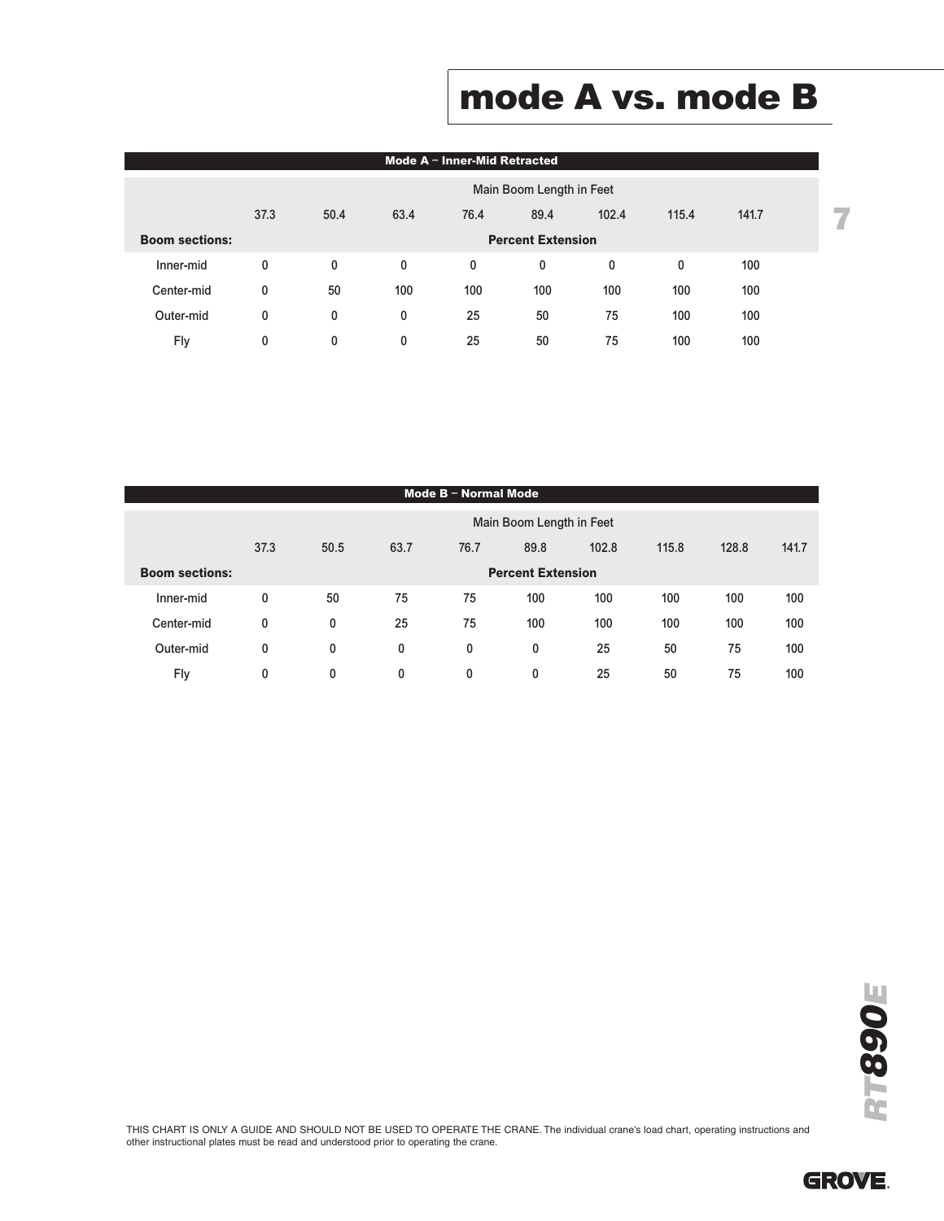# mode A vs. mode B

| Mode A – Inner-Mid Retracted | | | | | | | | |
|---|---|---|---|---|---|---|---|---|
| | Main Boom Length in Feet | | | | | | | |
| | 37.3 | 50.4 | 63.4 | 76.4 | 89.4 | 102.4 | 115.4 | 141.7 |
| **Boom sections:** | **Percent Extension** | | | | | | | |
| Inner-mid | 0 | 0 | 0 | 0 | 0 | 0 | 0 | 100 |
| Center-mid | 0 | 50 | 100 | 100 | 100 | 100 | 100 | 100 |
| Outer-mid | 0 | 0 | 0 | 25 | 50 | 75 | 100 | 100 |
| Fly | 0 | 0 | 0 | 25 | 50 | 75 | 100 | 100 |

| Mode B – Normal Mode | | | | | | | | | |
|---|---|---|---|---|---|---|---|---|---|
| | Main Boom Length in Feet | | | | | | | | |
| | 37.3 | 50.5 | 63.7 | 76.7 | 89.8 | 102.8 | 115.8 | 128.8 | 141.7 |
| **Boom sections:** | **Percent Extension** | | | | | | | | |
| Inner-mid | 0 | 50 | 75 | 75 | 100 | 100 | 100 | 100 | 100 |
| Center-mid | 0 | 0 | 25 | 75 | 100 | 100 | 100 | 100 | 100 |
| Outer-mid | 0 | 0 | 0 | 0 | 0 | 25 | 50 | 75 | 100 |
| Fly | 0 | 0 | 0 | 0 | 0 | 25 | 50 | 75 | 100 |

THIS CHART IS ONLY A GUIDE AND SHOULD NOT BE USED TO OPERATE THE CRANE. The individual crane's load chart, operating instructions and other instructional plates must be read and understood prior to operating the crane.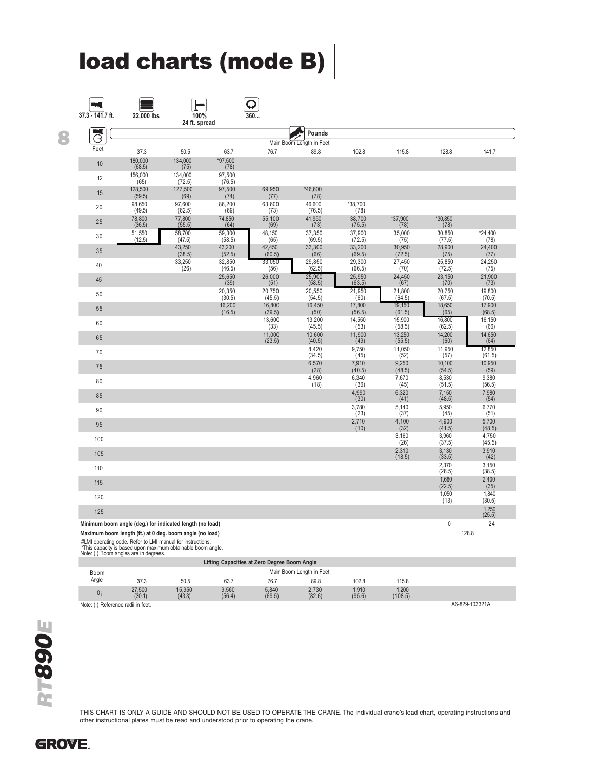# load charts (mode B)

37.3 - 141.7 ft. | 22,000 lbs | 100% 24 ft. spread | 360…

**Pounds**

| Feet | Main Boom Length in Feet | | | | | | | | |
|---|---|---|---|---|---|---|---|---|---|
| | 37.3 | 50.5 | 63.7 | 76.7 | 89.8 | 102.8 | 115.8 | 128.8 | 141.7 |
| 10 | 180,000 (68.5) | 134,000 (75) | *97,500 (78) | | | | | | |
| 12 | 156,000 (65) | 134,000 (72.5) | 97,500 (76.5) | | | | | | |
| 15 | 128,500 (59.5) | 127,500 (69) | 97,500 (74) | 69,950 (77) | *46,600 (78) | | | | |
| 20 | 98,650 (49.5) | 97,600 (62.5) | 86,200 (69) | 63,600 (73) | 46,600 (76.5) | *38,700 (78) | | | |
| 25 | 78,800 (36.5) | 77,800 (55.5) | 74,850 (64) | 55,100 (69) | 41,950 (73) | 38,700 (75.5) | *37,900 (78) | *30,850 (78) | |
| 30 | 51,550 (12.5) | 58,700 (47.5) | 59,300 (58.5) | 48,150 (65) | 37,350 (69.5) | 37,900 (72.5) | 35,000 (75) | 30,850 (77.5) | *24,400 (78) |
| 35 | | 43,250 (38.5) | 43,200 (52.5) | 42,450 (60.5) | 33,300 (66) | 33,200 (69.5) | 30,950 (72.5) | 28,900 (75) | 24,400 (77) |
| 40 | | 33,250 (26) | 32,850 (46.5) | 33,050 (56) | 29,850 (62.5) | 29,300 (66.5) | 27,450 (70) | 25,850 (72.5) | 24,250 (75) |
| 45 | | | 25,650 (39) | 26,000 (51) | 25,900 (58.5) | 25,950 (63.5) | 24,450 (67) | 23,150 (70) | 21,900 (73) |
| 50 | | | 20,350 (30.5) | 20,750 (45.5) | 20,550 (54.5) | 21,950 (60) | 21,800 (64.5) | 20,750 (67.5) | 19,800 (70.5) |
| 55 | | | 16,200 (16.5) | 16,800 (39.5) | 16,450 (50) | 17,800 (56.5) | 19,150 (61.5) | 18,650 (65) | 17,900 (68.5) |
| 60 | | | | 13,600 (33) | 13,200 (45.5) | 14,550 (53) | 15,900 (58.5) | 16,800 (62.5) | 16,150 (66) |
| 65 | | | | 11,000 (23.5) | 10,600 (40.5) | 11,900 (49) | 13,250 (55.5) | 14,200 (60) | 14,650 (64) |
| 70 | | | | | 8,420 (34.5) | 9,750 (45) | 11,050 (52) | 11,950 (57) | 12,850 (61.5) |
| 75 | | | | | 6,570 (28) | 7,910 (40.5) | 9,250 (48.5) | 10,100 (54.5) | 10,950 (59) |
| 80 | | | | | 4,960 (18) | 6,340 (36) | 7,670 (45) | 8,530 (51.5) | 9,380 (56.5) |
| 85 | | | | | | 4,990 (30) | 6,320 (41) | 7,150 (48.5) | 7,980 (54) |
| 90 | | | | | | 3,780 (23) | 5,140 (37) | 5,950 (45) | 6,770 (51) |
| 95 | | | | | | 2,710 (10) | 4,100 (32) | 4,900 (41.5) | 5,700 (48.5) |
| 100 | | | | | | | 3,160 (26) | 3,960 (37.5) | 4,750 (45.5) |
| 105 | | | | | | | 2,310 (18.5) | 3,130 (33.5) | 3,910 (42) |
| 110 | | | | | | | | 2,370 (28.5) | 3,150 (38.5) |
| 115 | | | | | | | | 1,680 (22.5) | 2,460 (35) |
| 120 | | | | | | | | 1,050 (13) | 1,840 (30.5) |
| 125 | | | | | | | | | 1,250 (25.5) |
| Minimum boom angle (deg.) for indicated length (no load) | | | | | | | | 0 | 24 |
| Maximum boom length (ft.) at 0 deg. boom angle (no load) | | | | | | | | 128.8 | |

#LMI operating code. Refer to LMI manual for instructions.
*This capacity is based upon maximum obtainable boom angle.
Note: ( ) Boom angles are in degrees.

**Lifting Capacities at Zero Degree Boom Angle**

| Boom Angle | Main Boom Length in Feet | | | | | | |
|---|---|---|---|---|---|---|---|
| | 37.3 | 50.5 | 63.7 | 76.7 | 89.8 | 102.8 | 115.8 |
| 0¡ | 27,500 (30.1) | 15,950 (43.3) | 9,560 (56.4) | 5,840 (69.5) | 2,730 (82.6) | 1,910 (95.6) | 1,200 (108.5) |

Note: ( ) Reference radii in feet.

A6-829-103321A

THIS CHART IS ONLY A GUIDE AND SHOULD NOT BE USED TO OPERATE THE CRANE. The individual crane's load chart, operating instructions and other instructional plates must be read and understood prior to operating the crane.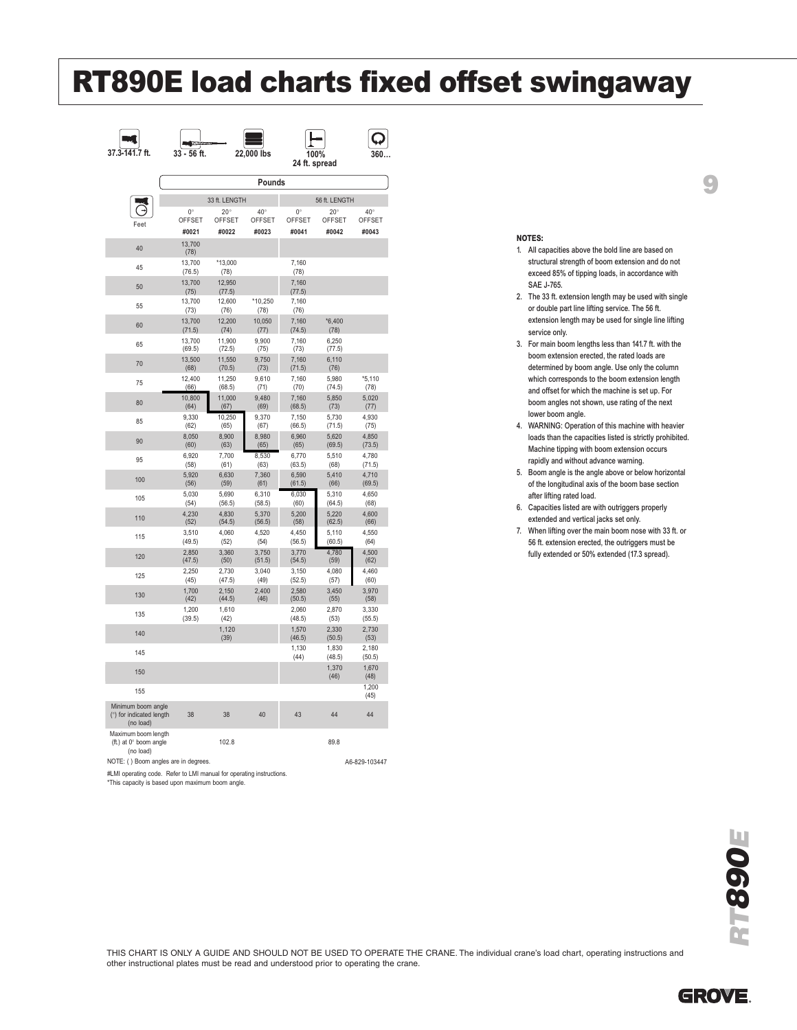# RT890E load charts fixed offset swingaway

37.3-141.7 ft. | 33 - 56 ft. | 22,000 lbs | 100% 24 ft. spread | 360…

| Feet | 33 ft. LENGTH | | | 56 ft. LENGTH | | |
|---|---|---|---|---|---|---|
| | 0° OFFSET | 20° OFFSET | 40° OFFSET | 0° OFFSET | 20° OFFSET | 40° OFFSET |
| | #0021 | #0022 | #0023 | #0041 | #0042 | #0043 |
| 40 | 13,700 (78) | | | | | |
| 45 | 13,700 (76.5) | *13,000 (78) | | 7,160 (78) | | |
| 50 | 13,700 (75) | 12,950 (77.5) | | 7,160 (77.5) | | |
| 55 | 13,700 (73) | 12,600 (76) | *10,250 (78) | 7,160 (76) | | |
| 60 | 13,700 (71.5) | 12,200 (74) | 10,050 (77) | 7,160 (74.5) | *6,400 (78) | |
| 65 | 13,700 (69.5) | 11,900 (72.5) | 9,900 (75) | 7,160 (73) | 6,250 (77.5) | |
| 70 | 13,500 (68) | 11,550 (70.5) | 9,750 (73) | 7,160 (71.5) | 6,110 (76) | |
| 75 | 12,400 (66) | 11,250 (68.5) | 9,610 (71) | 7,160 (70) | 5,980 (74.5) | *5,110 (78) |
| 80 | 10,800 (64) | 11,000 (67) | 9,480 (69) | 7,160 (68.5) | 5,850 (73) | 5,020 (77) |
| 85 | 9,330 (62) | 10,250 (65) | 9,370 (67) | 7,150 (66.5) | 5,730 (71.5) | 4,930 (75) |
| 90 | 8,050 (60) | 8,900 (63) | 8,980 (65) | 6,960 (65) | 5,620 (69.5) | 4,850 (73.5) |
| 95 | 6,920 (58) | 7,700 (61) | 8,530 (63) | 6,770 (63.5) | 5,510 (68) | 4,780 (71.5) |
| 100 | 5,920 (56) | 6,630 (59) | 7,360 (61) | 6,590 (61.5) | 5,410 (66) | 4,710 (69.5) |
| 105 | 5,030 (54) | 5,690 (56.5) | 6,310 (58.5) | 6,030 (60) | 5,310 (64.5) | 4,650 (68) |
| 110 | 4,230 (52) | 4,830 (54.5) | 5,370 (56.5) | 5,200 (58) | 5,220 (62.5) | 4,600 (66) |
| 115 | 3,510 (49.5) | 4,060 (52) | 4,520 (54) | 4,450 (56.5) | 5,110 (60.5) | 4,550 (64) |
| 120 | 2,850 (47.5) | 3,360 (50) | 3,750 (51.5) | 3,770 (54.5) | 4,780 (59) | 4,500 (62) |
| 125 | 2,250 (45) | 2,730 (47.5) | 3,040 (49) | 3,150 (52.5) | 4,080 (57) | 4,460 (60) |
| 130 | 1,700 (42) | 2,150 (44.5) | 2,400 (46) | 2,580 (50.5) | 3,450 (55) | 3,970 (58) |
| 135 | 1,200 (39.5) | 1,610 (42) | | 2,060 (48.5) | 2,870 (53) | 3,330 (55.5) |
| 140 | | 1,120 (39) | | 1,570 (46.5) | 2,330 (50.5) | 2,730 (53) |
| 145 | | | | 1,130 (44) | 1,830 (48.5) | 2,180 (50.5) |
| 150 | | | | | 1,370 (46) | 1,670 (48) |
| 155 | | | | | | 1,200 (45) |
| Minimum boom angle (°) for indicated length (no load) | 38 | 38 | 40 | 43 | 44 | 44 |
| Maximum boom length (ft.) at 0° boom angle (no load) | | 102.8 | | | 89.8 | |

NOTE: ( ) Boom angles are in degrees.

A6-829-103447

#LMI operating code. Refer to LMI manual for operating instructions.
*This capacity is based upon maximum boom angle.

**NOTES:**

1. All capacities above the bold line are based on structural strength of boom extension and do not exceed 85% of tipping loads, in accordance with SAE J-765.
2. The 33 ft. extension length may be used with single or double part line lifting service. The 56 ft. extension length may be used for single line lifting service only.
3. For main boom lengths less than 141.7 ft. with the boom extension erected, the rated loads are determined by boom angle. Use only the column which corresponds to the boom extension length and offset for which the machine is set up. For boom angles not shown, use rating of the next lower boom angle.
4. WARNING: Operation of this machine with heavier loads than the capacities listed is strictly prohibited. Machine tipping with boom extension occurs rapidly and without advance warning.
5. Boom angle is the angle above or below horizontal of the longitudinal axis of the boom base section after lifting rated load.
6. Capacities listed are with outriggers properly extended and vertical jacks set only.
7. When lifting over the main boom nose with 33 ft. or 56 ft. extension erected, the outriggers must be fully extended or 50% extended (17.3 spread).

THIS CHART IS ONLY A GUIDE AND SHOULD NOT BE USED TO OPERATE THE CRANE. The individual crane's load chart, operating instructions and other instructional plates must be read and understood prior to operating the crane.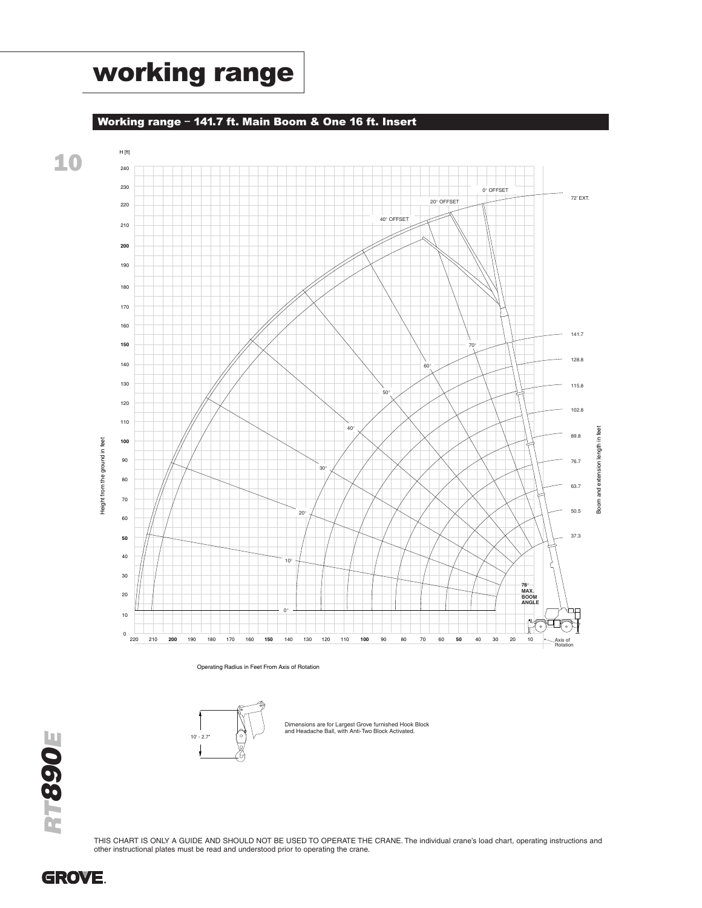# working range

## Working range – 141.7 ft. Main Boom & One 16 ft. Insert

H [ft]

Height from the ground in feet

Boom and extension length in feet

0° OFFSET

20° OFFSET

40° OFFSET

72' EXT.

141.7

128.8

115.8

102.8

89.8

76.7

63.7

50.5

37.3

78° MAX. BOOM ANGLE

Axis of Rotation

Operating Radius in Feet From Axis of Rotation

10' - 2.7"

Dimensions are for Largest Grove furnished Hook Block and Headache Ball, with Anti-Two Block Activated.

THIS CHART IS ONLY A GUIDE AND SHOULD NOT BE USED TO OPERATE THE CRANE. The individual crane's load chart, operating instructions and other instructional plates must be read and understood prior to operating the crane.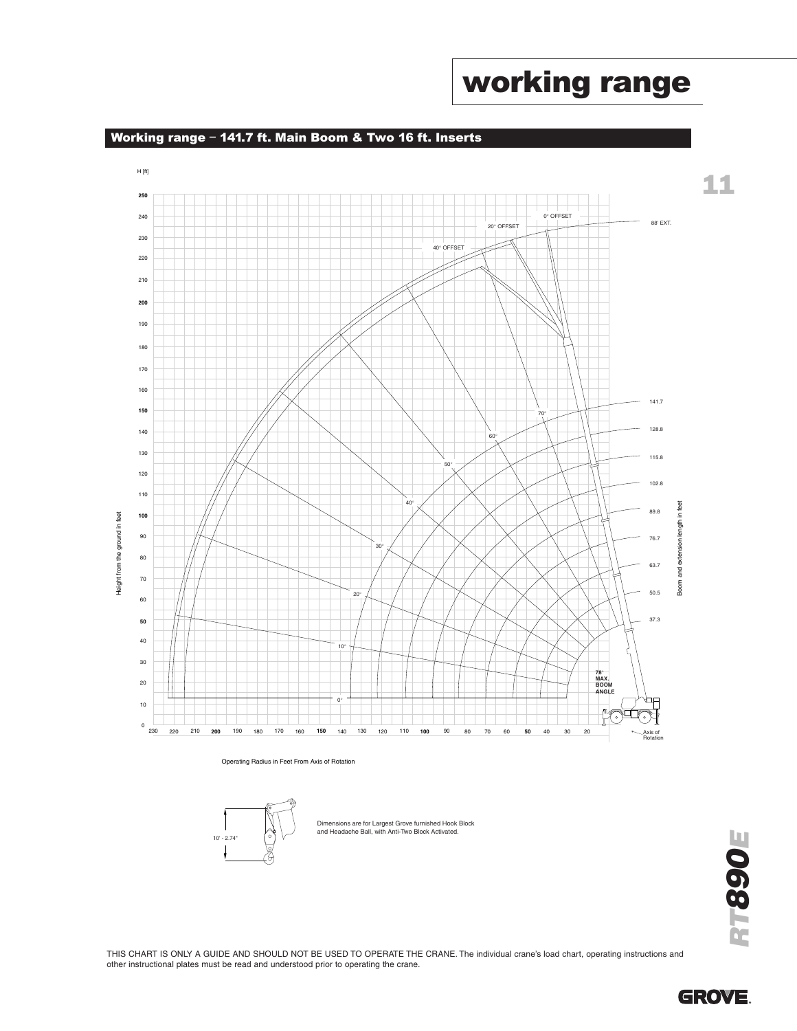# working range

## Working range – 141.7 ft. Main Boom & Two 16 ft. Inserts

H [ft]

Height from the ground in feet

0° OFFSET

20° OFFSET

40° OFFSET

88' EXT.

141.7

128.8

115.8

102.8

89.8

76.7

63.7

50.5

37.3

Boom and extension length in feet

78° MAX. BOOM ANGLE

Axis of Rotation

Operating Radius in Feet From Axis of Rotation

10' - 2.74"

Dimensions are for Largest Grove furnished Hook Block and Headache Ball, with Anti-Two Block Activated.

THIS CHART IS ONLY A GUIDE AND SHOULD NOT BE USED TO OPERATE THE CRANE. The individual crane's load chart, operating instructions and other instructional plates must be read and understood prior to operating the crane.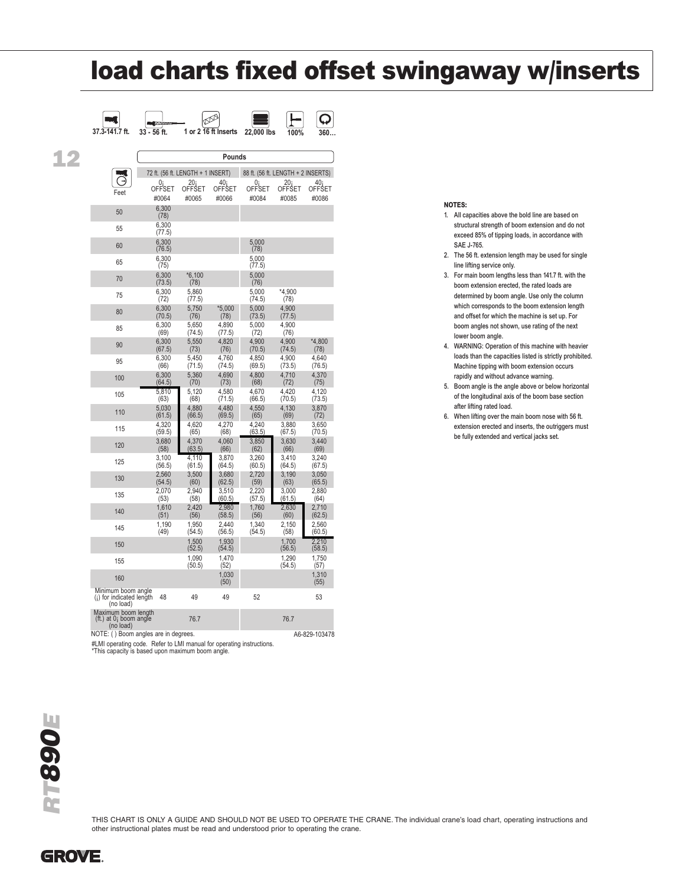# load charts fixed offset swingaway w/inserts

37.3-141.7 ft. | 33 - 56 ft. | 1 or 2 16 ft Inserts | 22,000 lbs | 100% | 360…

| Feet | 72 ft. (56 ft. LENGTH + 1 INSERT) | | | 88 ft. (56 ft. LENGTH + 2 INSERTS) | | |
|---|---|---|---|---|---|---|
| | 0¡ OFFSET #0064 | 20¡ OFFSET #0065 | 40¡ OFFSET #0066 | 0¡ OFFSET #0084 | 20¡ OFFSET #0085 | 40¡ OFFSET #0086 |
| 50 | 6,300 (78) | | | | | |
| 55 | 6,300 (77.5) | | | | | |
| 60 | 6,300 (76.5) | | | 5,000 (78) | | |
| 65 | 6,300 (75) | | | 5,000 (77.5) | | |
| 70 | 6,300 (73.5) | *6,100 (78) | | 5,000 (76) | | |
| 75 | 6,300 (72) | 5,860 (77.5) | | 5,000 (74.5) | *4,900 (78) | |
| 80 | 6,300 (70.5) | 5,750 (76) | *5,000 (78) | 5,000 (73.5) | 4,900 (77.5) | |
| 85 | 6,300 (69) | 5,650 (74.5) | 4,890 (77.5) | 5,000 (72) | 4,900 (76) | |
| 90 | 6,300 (67.5) | 5,550 (73) | 4,820 (76) | 4,900 (70.5) | 4,900 (74.5) | *4,800 (78) |
| 95 | 6,300 (66) | 5,450 (71.5) | 4,760 (74.5) | 4,850 (69.5) | 4,900 (73.5) | 4,640 (76.5) |
| 100 | 6,300 (64.5) | 5,360 (70) | 4,690 (73) | 4,800 (68) | 4,710 (72) | 4,370 (75) |
| 105 | 5,810 (63) | 5,120 (68) | 4,580 (71.5) | 4,670 (66.5) | 4,420 (70.5) | 4,120 (73.5) |
| 110 | 5,030 (61.5) | 4,880 (66.5) | 4,480 (69.5) | 4,550 (65) | 4,130 (69) | 3,870 (72) |
| 115 | 4,320 (59.5) | 4,620 (65) | 4,270 (68) | 4,240 (63.5) | 3,880 (67.5) | 3,650 (70.5) |
| 120 | 3,680 (58) | 4,370 (63.5) | 4,060 (66) | 3,850 (62) | 3,630 (66) | 3,440 (69) |
| 125 | 3,100 (56.5) | 4,110 (61.5) | 3,870 (64.5) | 3,260 (60.5) | 3,410 (64.5) | 3,240 (67.5) |
| 130 | 2,560 (54.5) | 3,500 (60) | 3,680 (62.5) | 2,720 (59) | 3,190 (63) | 3,050 (65.5) |
| 135 | 2,070 (53) | 2,940 (58) | 3,510 (60.5) | 2,220 (57.5) | 3,000 (61.5) | 2,880 (64) |
| 140 | 1,610 (51) | 2,420 (56) | 2,980 (58.5) | 1,760 (56) | 2,630 (60) | 2,710 (62.5) |
| 145 | 1,190 (49) | 1,950 (54.5) | 2,440 (56.5) | 1,340 (54.5) | 2,150 (58) | 2,560 (60.5) |
| 150 | | 1,500 (52.5) | 1,930 (54.5) | | 1,700 (56.5) | 2,210 (58.5) |
| 155 | | 1,090 (50.5) | 1,470 (52) | | 1,290 (54.5) | 1,750 (57) |
| 160 | | | 1,030 (50) | | | 1,310 (55) |
| Minimum boom angle (¡) for indicated length (no load) | 48 | 49 | 49 | 52 | | 53 |
| Maximum boom length (ft.) at 0¡ boom angle (no load) | | 76.7 | | | 76.7 | |

NOTE: ( ) Boom angles are in degrees.

A6-829-103478

#LMI operating code. Refer to LMI manual for operating instructions.
*This capacity is based upon maximum boom angle.

**NOTES:**

1. All capacities above the bold line are based on structural strength of boom extension and do not exceed 85% of tipping loads, in accordance with SAE J-765.
2. The 56 ft. extension length may be used for single line lifting service only.
3. For main boom lengths less than 141.7 ft. with the boom extension erected, the rated loads are determined by boom angle. Use only the column which corresponds to the boom extension length and offset for which the machine is set up. For boom angles not shown, use rating of the next lower boom angle.
4. WARNING: Operation of this machine with heavier loads than the capacities listed is strictly prohibited. Machine tipping with boom extension occurs rapidly and without advance warning.
5. Boom angle is the angle above or below horizontal of the longitudinal axis of the boom base section after lifting rated load.
6. When lifting over the main boom nose with 56 ft. extension erected and inserts, the outriggers must be fully extended and vertical jacks set.

THIS CHART IS ONLY A GUIDE AND SHOULD NOT BE USED TO OPERATE THE CRANE. The individual crane's load chart, operating instructions and other instructional plates must be read and understood prior to operating the crane.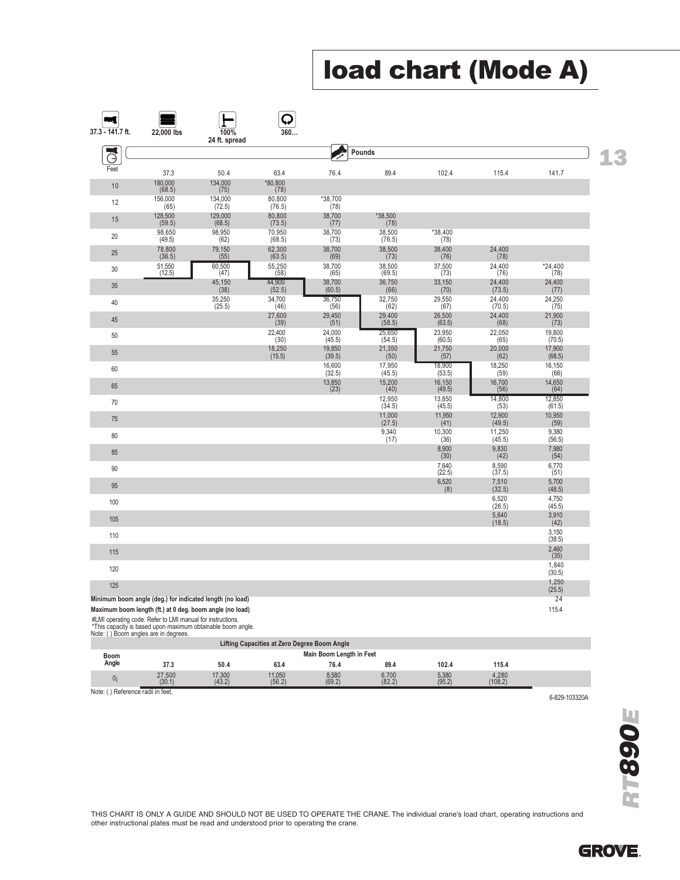# load chart (Mode A)

37.3 - 141.7 ft. | 22,000 lbs | 100% 24 ft. spread | 360…

| Feet | 37.3 | 50.4 | 63.4 | 76.4 | 89.4 | 102.4 | 115.4 | 141.7 |
|---|---|---|---|---|---|---|---|---|
| | | | | Pounds | | | | |
| 10 | 180,000 (68.5) | 134,000 (75) | *80,800 (78) | | | | | |
| 12 | 156,000 (65) | 134,000 (72.5) | 80,800 (76.5) | *38,700 (78) | | | | |
| 15 | 128,500 (59.5) | 129,000 (68.5) | 80,800 (73.5) | 38,700 (77) | *38,500 (78) | | | |
| 20 | 98,650 (49.5) | 98,950 (62) | 70,950 (68.5) | 38,700 (73) | 38,500 (76.5) | *38,400 (78) | | |
| 25 | 78,800 (36.5) | 79,150 (55) | 62,300 (63.5) | 38,700 (69) | 38,500 (73) | 38,400 (76) | 24,400 (78) | |
| 30 | 51,550 (12.5) | 60,500 (47) | 55,250 (58) | 38,700 (65) | 38,500 (69.5) | 37,500 (73) | 24,400 (76) | *24,400 (78) |
| 35 | | 45,150 (38) | 44,900 (52.5) | 38,700 (60.5) | 36,750 (66) | 33,150 (70) | 24,400 (73.5) | 24,400 (77) |
| 40 | | 35,250 (25.5) | 34,700 (46) | 36,750 (56) | 32,750 (62) | 29,550 (67) | 24,400 (70.5) | 24,250 (75) |
| 45 | | | 27,600 (39) | 29,450 (51) | 29,400 (58.5) | 26,500 (63.5) | 24,400 (68) | 21,900 (73) |
| 50 | | | 22,400 (30) | 24,000 (45.5) | 25,650 (54.5) | 23,950 (60.5) | 22,050 (65) | 19,800 (70.5) |
| 55 | | | 18,250 (15.5) | 19,850 (39.5) | 21,350 (50) | 21,750 (57) | 20,000 (62) | 17,900 (68.5) |
| 60 | | | | 16,600 (32.5) | 17,950 (45.5) | 18,900 (53.5) | 18,250 (59) | 16,150 (66) |
| 65 | | | | 13,850 (23) | 15,200 (40) | 16,150 (49.5) | 16,700 (56) | 14,650 (64) |
| 70 | | | | | 12,950 (34.5) | 13,850 (45.5) | 14,800 (53) | 12,850 (61.5) |
| 75 | | | | | 11,000 (27.5) | 11,950 (41) | 12,900 (49.5) | 10,950 (59) |
| 80 | | | | | 9,340 (17) | 10,300 (36) | 11,250 (45.5) | 9,380 (56.5) |
| 85 | | | | | | 8,900 (30) | 9,830 (42) | 7,980 (54) |
| 90 | | | | | | 7,640 (22.5) | 8,590 (37.5) | 6,770 (51) |
| 95 | | | | | | 6,520 (8) | 7,510 (32.5) | 5,700 (48.5) |
| 100 | | | | | | | 6,520 (26.5) | 4,750 (45.5) |
| 105 | | | | | | | 5,640 (18.5) | 3,910 (42) |
| 110 | | | | | | | | 3,150 (38.5) |
| 115 | | | | | | | | 2,460 (35) |
| 120 | | | | | | | | 1,840 (30.5) |
| 125 | | | | | | | | 1,250 (25.5) |
| Minimum boom angle (deg.) for indicated length (no load) | | | | | | | | 24 |
| Maximum boom length (ft.) at 0 deg. boom angle (no load) | | | | | | | | 115.4 |

#LMI operating code. Refer to LMI manual for instructions.
*This capacity is based upon maximum obtainable boom angle.
Note: ( ) Boom angles are in degrees.

**Lifting Capacities at Zero Degree Boom Angle**

| Boom Angle | 37.3 | 50.4 | 63.4 | 76.4 | 89.4 | 102.4 | 115.4 |
|---|---|---|---|---|---|---|---|
| | Main Boom Length in Feet | | | | | | |
| 0° | 27,500 (30.1) | 17,300 (43.2) | 11,050 (56.2) | 8,580 (69.2) | 6,700 (82.2) | 5,380 (95.2) | 4,280 (108.2) |

Note: ( ) Reference radii in feet.

6-829-103320A

THIS CHART IS ONLY A GUIDE AND SHOULD NOT BE USED TO OPERATE THE CRANE. The individual crane's load chart, operating instructions and other instructional plates must be read and understood prior to operating the crane.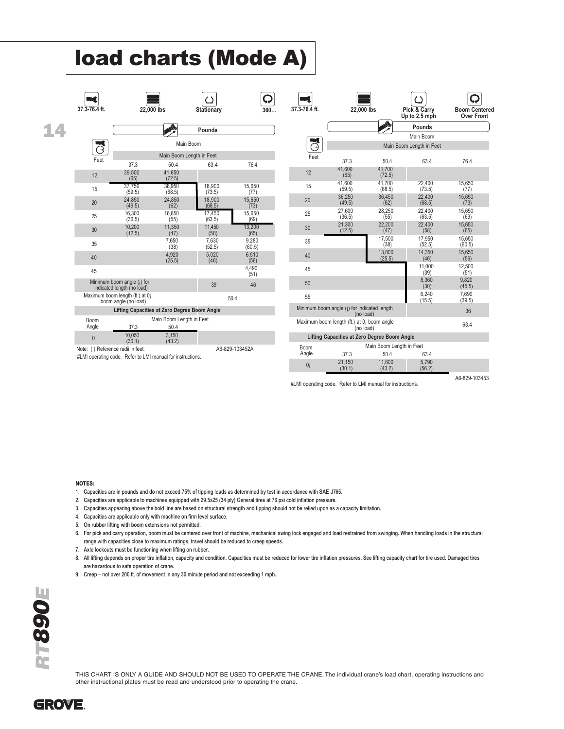# load charts (Mode A)

| 37.3-76.4 ft. | 22,000 lbs | Stationary | 360° |
|---|---|---|---|

**Pounds**

| Feet | Main Boom | | | |
|---|---|---|---|---|
| | Main Boom Length in Feet | | | |
| | 37.3 | 50.4 | 63.4 | 76.4 |
| 12 | 39,500 (65) | 41,650 (72.5) | | |
| 15 | 37,750 (59.5) | 38,950 (68.5) | 18,900 (73.5) | 15,650 (77) |
| 20 | 24,850 (49.5) | 24,850 (62) | 18,900 (68.5) | 15,650 (73) |
| 25 | 16,300 (36.5) | 16,650 (55) | 17,450 (63.5) | 15,650 (69) |
| 30 | 10,200 (12.5) | 11,350 (47) | 11,450 (58) | 13,200 (65) |
| 35 | | 7,650 (38) | 7,630 (52.5) | 9,280 (60.5) |
| 40 | | 4,920 (25.5) | 5,020 (46) | 6,510 (56) |
| 45 | | | | 4,490 (51) |
| Minimum boom angle (°) for indicated length (no load) | | | 39 | 46 |
| Maximum boom length (ft.) at 0° boom angle (no load) | | | 50.4 | |

**Lifting Capacities at Zero Degree Boom Angle**

| Boom Angle | Main Boom Length in Feet | |
|---|---|---|
| | 37.3 | 50.4 |
| 0° | 10,050 (30.1) | 3,150 (43.2) |

Note: ( ) Reference radii in feet.

A6-829-103452A

#LMI operating code. Refer to LMI manual for instructions.

| 37.3-76.4 ft. | 22,000 lbs | Pick & Carry Up to 2.5 mph | Boom Centered Over Front |
|---|---|---|---|

**Pounds**

| Feet | Main Boom | | | |
|---|---|---|---|---|
| | Main Boom Length in Feet | | | |
| | 37.3 | 50.4 | 63.4 | 76.4 |
| 12 | 41,600 (65) | 41,700 (72.5) | | |
| 15 | 41,600 (59.5) | 41,700 (68.5) | 22,400 (73.5) | 15,650 (77) |
| 20 | 36,250 (49.5) | 36,450 (62) | 22,400 (68.5) | 15,650 (73) |
| 25 | 27,600 (36.5) | 28,250 (55) | 22,400 (63.5) | 15,650 (69) |
| 30 | 21,300 (12.5) | 22,200 (47) | 22,400 (58) | 15,650 (65) |
| 35 | | 17,500 (38) | 17,950 (52.5) | 15,650 (60.5) |
| 40 | | 13,800 (25.5) | 14,350 (46) | 15,650 (56) |
| 45 | | | 11,000 (39) | 12,500 (51) |
| 50 | | | 8,360 (30) | 9,820 (45.5) |
| 55 | | | 6,240 (15.5) | 7,690 (39.5) |
| Minimum boom angle (°) for indicated length (no load) | | | | 36 |
| Maximum boom length (ft.) at 0° boom angle (no load) | | | 63.4 | |

**Lifting Capacities at Zero Degree Boom Angle**

| Boom Angle | Main Boom Length in Feet | | |
|---|---|---|---|
| | 37.3 | 50.4 | 63.4 |
| 0° | 21,150 (30.1) | 11,600 (43.2) | 5,790 (56.2) |

A6-829-103453

#LMI operating code. Refer to LMI manual for instructions.

**NOTES:**

1. Capacities are in pounds and do not exceed 75% of tipping loads as determined by test in accordance with SAE J765.
2. Capacities are applicable to machines equipped with 29.5x25 (34 ply) General tires at 76 psi cold inflation pressure.
3. Capacities appearing above the bold line are based on structural strength and tipping should not be relied upon as a capacity limitation.
4. Capacities are applicable only with machine on firm level surface.
5. On rubber lifting with boom extensions not permitted.
6. For pick and carry operation, boom must be centered over front of machine, mechanical swing lock engaged and load restrained from swinging. When handling loads in the structural range with capacities close to maximum ratings, travel should be reduced to creep speeds.
7. Axle lockouts must be functioning when lifting on rubber.
8. All lifting depends on proper tire inflation, capacity and condition. Capacities must be reduced for lower tire inflation pressures. See lifting capacity chart for tire used. Damaged tires are hazardous to safe operation of crane.
9. Creep – not over 200 ft. of movement in any 30 minute period and not exceeding 1 mph.

THIS CHART IS ONLY A GUIDE AND SHOULD NOT BE USED TO OPERATE THE CRANE. The individual crane's load chart, operating instructions and other instructional plates must be read and understood prior to operating the crane.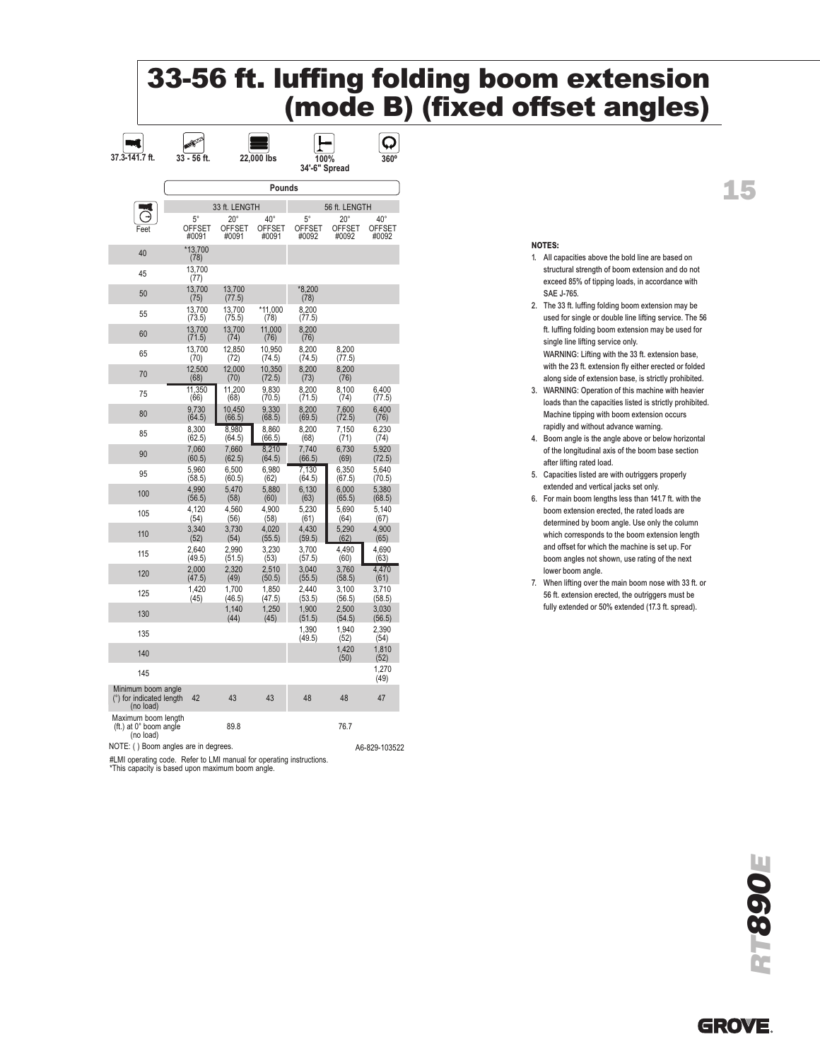# 33-56 ft. luffing folding boom extension (mode B) (fixed offset angles)

| 37.3-141.7 ft. | 33 - 56 ft. | 22,000 lbs | 100% 34'-6" Spread | 360° |
|---|---|---|---|---|

| Feet | 33 ft. LENGTH 5° OFFSET #0091 | 33 ft. LENGTH 20° OFFSET #0091 | 33 ft. LENGTH 40° OFFSET #0091 | 56 ft. LENGTH 5° OFFSET #0092 | 56 ft. LENGTH 20° OFFSET #0092 | 56 ft. LENGTH 40° OFFSET #0092 |
|---|---|---|---|---|---|---|
| 40 | *13,700 (78) | | | | | |
| 45 | 13,700 (77) | | | | | |
| 50 | 13,700 (75) | 13,700 (77.5) | | *8,200 (78) | | |
| 55 | 13,700 (73.5) | 13,700 (75.5) | *11,000 (78) | 8,200 (77.5) | | |
| 60 | 13,700 (71.5) | 13,700 (74) | 11,000 (76) | 8,200 (76) | | |
| 65 | 13,700 (70) | 12,850 (72) | 10,950 (74.5) | 8,200 (74.5) | 8,200 (77.5) | |
| 70 | 12,500 (68) | 12,000 (70) | 10,350 (72.5) | 8,200 (73) | 8,200 (76) | |
| 75 | 11,350 (66) | 11,200 (68) | 9,830 (70.5) | 8,200 (71.5) | 8,100 (74) | 6,400 (77.5) |
| 80 | 9,730 (64.5) | 10,450 (66.5) | 9,330 (68.5) | 8,200 (69.5) | 7,600 (72.5) | 6,400 (76) |
| 85 | 8,300 (62.5) | 8,980 (64.5) | 8,860 (66.5) | 8,200 (68) | 7,150 (71) | 6,230 (74) |
| 90 | 7,060 (60.5) | 7,660 (62.5) | 8,210 (64.5) | 7,740 (66.5) | 6,730 (69) | 5,920 (72.5) |
| 95 | 5,960 (58.5) | 6,500 (60.5) | 6,980 (62) | 7,130 (64.5) | 6,350 (67.5) | 5,640 (70.5) |
| 100 | 4,990 (56.5) | 5,470 (58) | 5,880 (60) | 6,130 (63) | 6,000 (65.5) | 5,380 (68.5) |
| 105 | 4,120 (54) | 4,560 (56) | 4,900 (58) | 5,230 (61) | 5,690 (64) | 5,140 (67) |
| 110 | 3,340 (52) | 3,730 (54) | 4,020 (55.5) | 4,430 (59.5) | 5,290 (62) | 4,900 (65) |
| 115 | 2,640 (49.5) | 2,990 (51.5) | 3,230 (53) | 3,700 (57.5) | 4,490 (60) | 4,690 (63) |
| 120 | 2,000 (47.5) | 2,320 (49) | 2,510 (50.5) | 3,040 (55.5) | 3,760 (58.5) | 4,470 (61) |
| 125 | 1,420 (45) | 1,700 (46.5) | 1,850 (47.5) | 2,440 (53.5) | 3,100 (56.5) | 3,710 (58.5) |
| 130 | | 1,140 (44) | 1,250 (45) | 1,900 (51.5) | 2,500 (54.5) | 3,030 (56.5) |
| 135 | | | | 1,390 (49.5) | 1,940 (52) | 2,390 (54) |
| 140 | | | | | 1,420 (50) | 1,810 (52) |
| 145 | | | | | | 1,270 (49) |
| Minimum boom angle (°) for indicated length (no load) | 42 | 43 | 43 | 48 | 48 | 47 |
| Maximum boom length (ft.) at 0° boom angle (no load) | | 89.8 | | | 76.7 | |

NOTE: ( ) Boom angles are in degrees.

A6-829-103522

#LMI operating code. Refer to LMI manual for operating instructions.
*This capacity is based upon maximum boom angle.

**NOTES:**

1. All capacities above the bold line are based on structural strength of boom extension and do not exceed 85% of tipping loads, in accordance with SAE J-765.
2. The 33 ft. luffing folding boom extension may be used for single or double line lifting service. The 56 ft. luffing folding boom extension may be used for single line lifting service only.
   WARNING: Lifting with the 33 ft. extension base, with the 23 ft. extension fly either erected or folded along side of extension base, is strictly prohibited.
3. WARNING: Operation of this machine with heavier loads than the capacities listed is strictly prohibited. Machine tipping with boom extension occurs rapidly and without advance warning.
4. Boom angle is the angle above or below horizontal of the longitudinal axis of the boom base section after lifting rated load.
5. Capacities listed are with outriggers properly extended and vertical jacks set only.
6. For main boom lengths less than 141.7 ft. with the boom extension erected, the rated loads are determined by boom angle. Use only the column which corresponds to the boom extension length and offset for which the machine is set up. For boom angles not shown, use rating of the next lower boom angle.
7. When lifting over the main boom nose with 33 ft. or 56 ft. extension erected, the outriggers must be fully extended or 50% extended (17.3 ft. spread).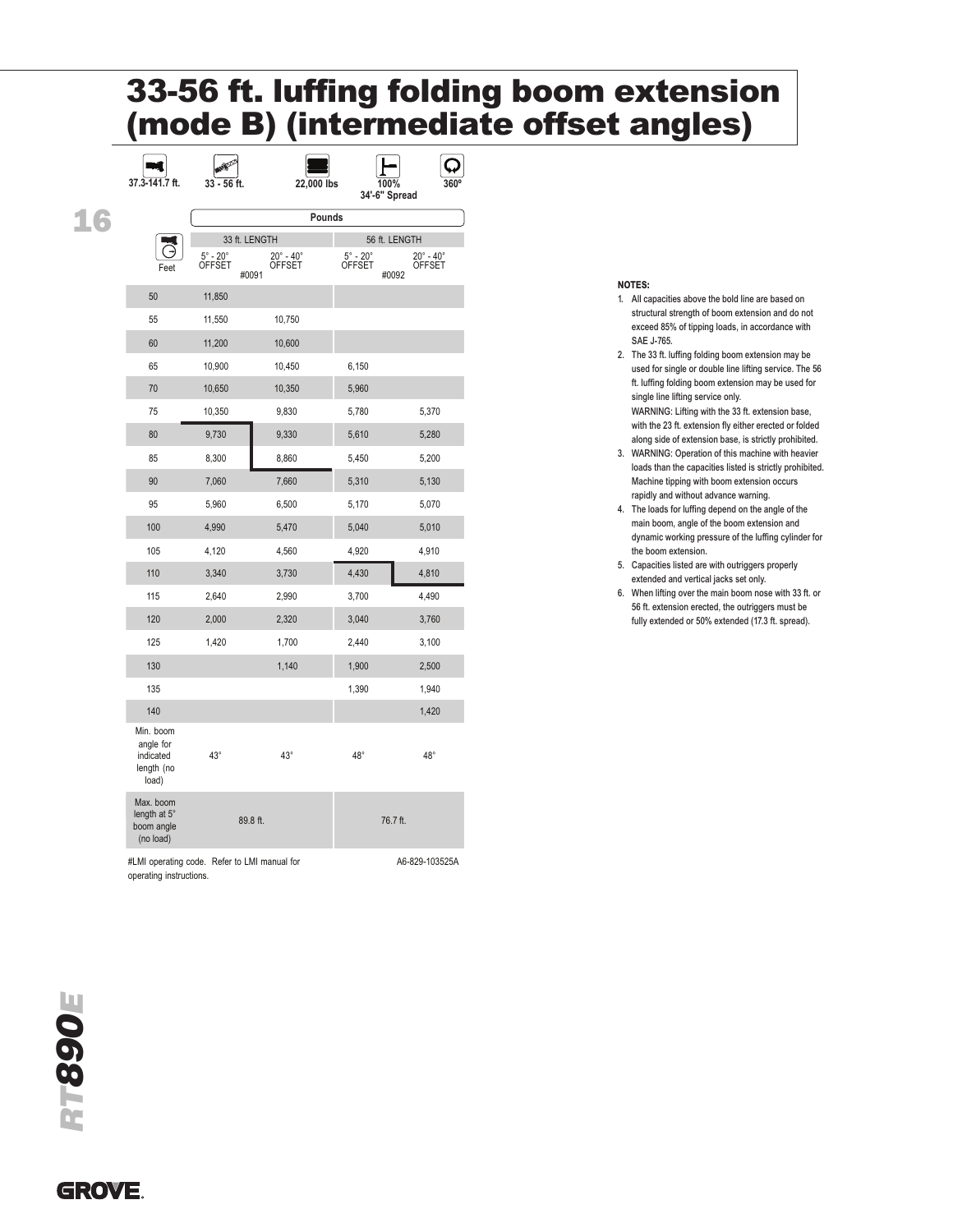# 33-56 ft. luffing folding boom extension (mode B) (intermediate offset angles)

| 37.3-141.7 ft. | 33 - 56 ft. | 22,000 lbs | 100% 34'-6" Spread | 360° |
|---|---|---|---|---|

| Feet | 33 ft. LENGTH 5° - 20° OFFSET | 33 ft. LENGTH 20° - 40° OFFSET | 56 ft. LENGTH 5° - 20° OFFSET | 56 ft. LENGTH 20° - 40° OFFSET |
|---|---|---|---|---|
| | #0091 | | #0092 | |
| 50 | 11,850 | | | |
| 55 | 11,550 | 10,750 | | |
| 60 | 11,200 | 10,600 | | |
| 65 | 10,900 | 10,450 | 6,150 | |
| 70 | 10,650 | 10,350 | 5,960 | |
| 75 | 10,350 | 9,830 | 5,780 | 5,370 |
| 80 | 9,730 | 9,330 | 5,610 | 5,280 |
| 85 | 8,300 | 8,860 | 5,450 | 5,200 |
| 90 | 7,060 | 7,660 | 5,310 | 5,130 |
| 95 | 5,960 | 6,500 | 5,170 | 5,070 |
| 100 | 4,990 | 5,470 | 5,040 | 5,010 |
| 105 | 4,120 | 4,560 | 4,920 | 4,910 |
| 110 | 3,340 | 3,730 | 4,430 | 4,810 |
| 115 | 2,640 | 2,990 | 3,700 | 4,490 |
| 120 | 2,000 | 2,320 | 3,040 | 3,760 |
| 125 | 1,420 | 1,700 | 2,440 | 3,100 |
| 130 | | 1,140 | 1,900 | 2,500 |
| 135 | | | 1,390 | 1,940 |
| 140 | | | | 1,420 |
| Min. boom angle for indicated length (no load) | 43° | 43° | 48° | 48° |
| Max. boom length at 5° boom angle (no load) | 89.8 ft. | | 76.7 ft. | |

Pounds

#LMI operating code. Refer to LMI manual for operating instructions.

A6-829-103525A

**NOTES:**

1. All capacities above the bold line are based on structural strength of boom extension and do not exceed 85% of tipping loads, in accordance with SAE J-765.
2. The 33 ft. luffing folding boom extension may be used for single or double line lifting service. The 56 ft. luffing folding boom extension may be used for single line lifting service only.
   WARNING: Lifting with the 33 ft. extension base, with the 23 ft. extension fly either erected or folded along side of extension base, is strictly prohibited.
3. WARNING: Operation of this machine with heavier loads than the capacities listed is strictly prohibited. Machine tipping with boom extension occurs rapidly and without advance warning.
4. The loads for luffing depend on the angle of the main boom, angle of the boom extension and dynamic working pressure of the luffing cylinder for the boom extension.
5. Capacities listed are with outriggers properly extended and vertical jacks set only.
6. When lifting over the main boom nose with 33 ft. or 56 ft. extension erected, the outriggers must be fully extended or 50% extended (17.3 ft. spread).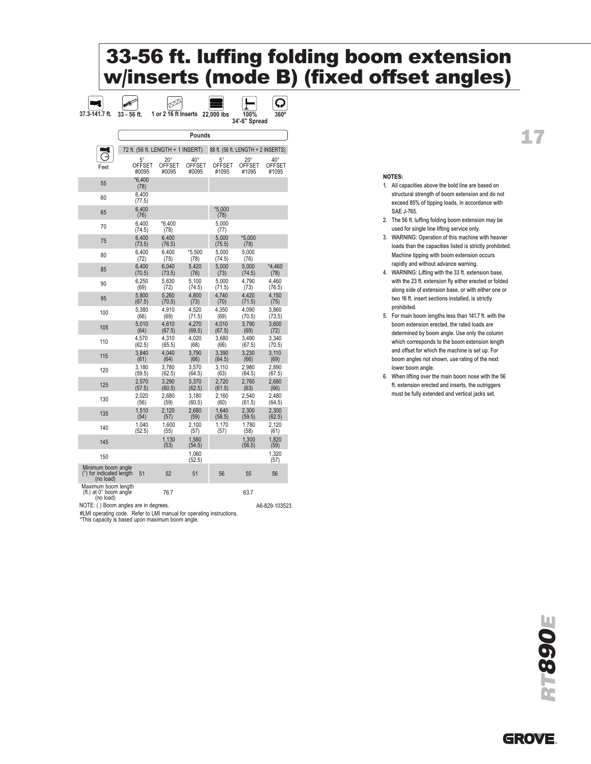# 33-56 ft. luffing folding boom extension w/inserts (mode B) (fixed offset angles)

| 37.3-141.7 ft. | 33 - 56 ft. | 1 or 2 16 ft Inserts | 22,000 lbs | 100% 34'-6" Spread | 360° |
|---|---|---|---|---|---|

| | Pounds | | | | | |
|---|---|---|---|---|---|---|
| | 72 ft. (56 ft. LENGTH + 1 INSERT) | | | 88 ft. (56 ft. LENGTH + 2 INSERTS) | | |
| Feet | 5° OFFSET #0095 | 20° OFFSET #0095 | 40° OFFSET #0095 | 5° OFFSET #1095 | 20° OFFSET #1095 | 40° OFFSET #1095 |
| 55 | *6,400 (78) | | | | | |
| 60 | 6,400 (77.5) | | | | | |
| 65 | 6,400 (76) | | | *5,000 (78) | | |
| 70 | 6,400 (74.5) | *6,400 (78) | | 5,000 (77) | | |
| 75 | 6,400 (73.5) | 6,400 (76.5) | | 5,000 (75.5) | *5,000 (78) | |
| 80 | 6,400 (72) | 6,400 (75) | *5,500 (78) | 5,000 (74.5) | 5,000 (76) | |
| 85 | 6,400 (70.5) | 6,040 (73.5) | 5,420 (76) | 5,000 (73) | 5,000 (74.5) | *4,460 (78) |
| 90 | 6,250 (69) | 5,630 (72) | 5,100 (74.5) | 5,000 (71.5) | 4,790 (73) | 4,460 (76.5) |
| 95 | 5,800 (67.5) | 5,260 (70.5) | 4,800 (73) | 4,740 (70) | 4,420 (71.5) | 4,150 (75) |
| 100 | 5,380 (66) | 4,910 (69) | 4,520 (71.5) | 4,350 (69) | 4,090 (70.5) | 3,860 (73.5) |
| 105 | 5,010 (64) | 4,610 (67.5) | 4,270 (69.5) | 4,010 (67.5) | 3,790 (69) | 3,600 (72) |
| 110 | 4,570 (62.5) | 4,310 (65.5) | 4,020 (68) | 3,680 (66) | 3,490 (67.5) | 3,340 (70.5) |
| 115 | 3,840 (61) | 4,040 (64) | 3,790 (66) | 3,390 (64.5) | 3,230 (66) | 3,110 (69) |
| 120 | 3,180 (59.5) | 3,780 (62.5) | 3,570 (64.5) | 3,110 (63) | 2,980 (64.5) | 2,890 (67.5) |
| 125 | 2,570 (57.5) | 3,290 (60.5) | 3,370 (62.5) | 2,720 (61.5) | 2,760 (63) | 2,680 (66) |
| 130 | 2,020 (56) | 2,680 (59) | 3,180 (60.5) | 2,160 (60) | 2,540 (61.5) | 2,480 (64.5) |
| 135 | 1,510 (54) | 2,120 (57) | 2,680 (59) | 1,640 (58.5) | 2,300 (59.5) | 2,300 (62.5) |
| 140 | 1,040 (52.5) | 1,600 (55) | 2,100 (57) | 1,170 (57) | 1,780 (58) | 2,120 (61) |
| 145 | | 1,130 (53) | 1,560 (54.5) | | 1,300 (56.5) | 1,820 (59) |
| 150 | | | 1,060 (52.5) | | | 1,320 (57) |
| Minimum boom angle (°) for indicated length (no load) | 51 | 52 | 51 | 56 | 55 | 56 |
| Maximum boom length (ft.) at 0° boom angle (no load) | | 76.7 | | | 63.7 | |

NOTE: ( ) Boom angles are in degrees.

A6-829-103523

#LMI operating code. Refer to LMI manual for operating instructions.
*This capacity is based upon maximum boom angle.

**NOTES:**

1. All capacities above the bold line are based on structural strength of boom extension and do not exceed 85% of tipping loads, in accordance with SAE J-765.
2. The 56 ft. luffing folding boom extension may be used for single line lifting service only.
3. WARNING: Operation of this machine with heavier loads than the capacities listed is strictly prohibited. Machine tipping with boom extension occurs rapidly and without advance warning.
4. WARNING: Lifting with the 33 ft. extension base, with the 23 ft. extension fly either erected or folded along side of extension base, or with either one or two 16 ft. insert sections installed, is strictly prohibited.
5. For main boom lengths less than 141.7 ft. with the boom extension erected, the rated loads are determined by boom angle. Use only the column which corresponds to the boom extension length and offset for which the machine is set up. For boom angles not shown, use rating of the next lower boom angle.
6. When lifting over the main boom nose with the 56 ft. extension erected and inserts, the outriggers must be fully extended and vertical jacks set.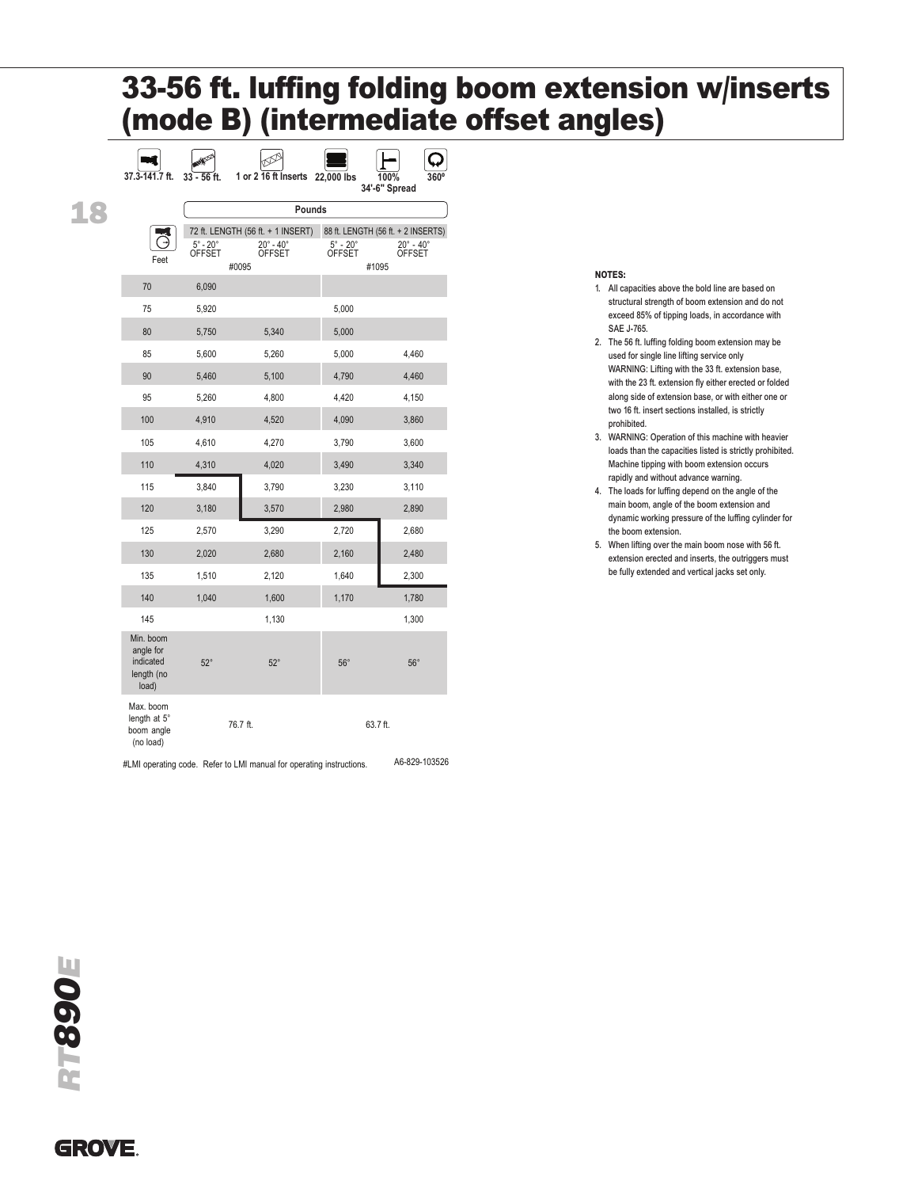# 33-56 ft. luffing folding boom extension w/inserts (mode B) (intermediate offset angles)

37.3-141.7 ft. | 33 - 56 ft. | 1 or 2 16 ft Inserts | 22,000 lbs | 100% 34'-6" Spread | 360°

| Feet | 72 ft. LENGTH (56 ft. + 1 INSERT) 5° - 20° OFFSET | 72 ft. LENGTH (56 ft. + 1 INSERT) 20° - 40° OFFSET | 88 ft. LENGTH (56 ft. + 2 INSERTS) 5° - 20° OFFSET | 88 ft. LENGTH (56 ft. + 2 INSERTS) 20° - 40° OFFSET |
|---|---|---|---|---|
| | #0095 | | #1095 | |
| 70 | 6,090 | | | |
| 75 | 5,920 | | 5,000 | |
| 80 | 5,750 | 5,340 | 5,000 | |
| 85 | 5,600 | 5,260 | 5,000 | 4,460 |
| 90 | 5,460 | 5,100 | 4,790 | 4,460 |
| 95 | 5,260 | 4,800 | 4,420 | 4,150 |
| 100 | 4,910 | 4,520 | 4,090 | 3,860 |
| 105 | 4,610 | 4,270 | 3,790 | 3,600 |
| 110 | 4,310 | 4,020 | 3,490 | 3,340 |
| 115 | 3,840 | 3,790 | 3,230 | 3,110 |
| 120 | 3,180 | 3,570 | 2,980 | 2,890 |
| 125 | 2,570 | 3,290 | 2,720 | 2,680 |
| 130 | 2,020 | 2,680 | 2,160 | 2,480 |
| 135 | 1,510 | 2,120 | 1,640 | 2,300 |
| 140 | 1,040 | 1,600 | 1,170 | 1,780 |
| 145 | | 1,130 | | 1,300 |
| Min. boom angle for indicated length (no load) | 52° | 52° | 56° | 56° |
| Max. boom length at 5° boom angle (no load) | 76.7 ft. | | 63.7 ft. | |

#LMI operating code. Refer to LMI manual for operating instructions.

A6-829-103526

**NOTES:**

1. All capacities above the bold line are based on structural strength of boom extension and do not exceed 85% of tipping loads, in accordance with SAE J-765.
2. The 56 ft. luffing folding boom extension may be used for single line lifting service only
   WARNING: Lifting with the 33 ft. extension base, with the 23 ft. extension fly either erected or folded along side of extension base, or with either one or two 16 ft. insert sections installed, is strictly prohibited.
3. WARNING: Operation of this machine with heavier loads than the capacities listed is strictly prohibited. Machine tipping with boom extension occurs rapidly and without advance warning.
4. The loads for luffing depend on the angle of the main boom, angle of the boom extension and dynamic working pressure of the luffing cylinder for the boom extension.
5. When lifting over the main boom nose with 56 ft. extension erected and inserts, the outriggers must be fully extended and vertical jacks set only.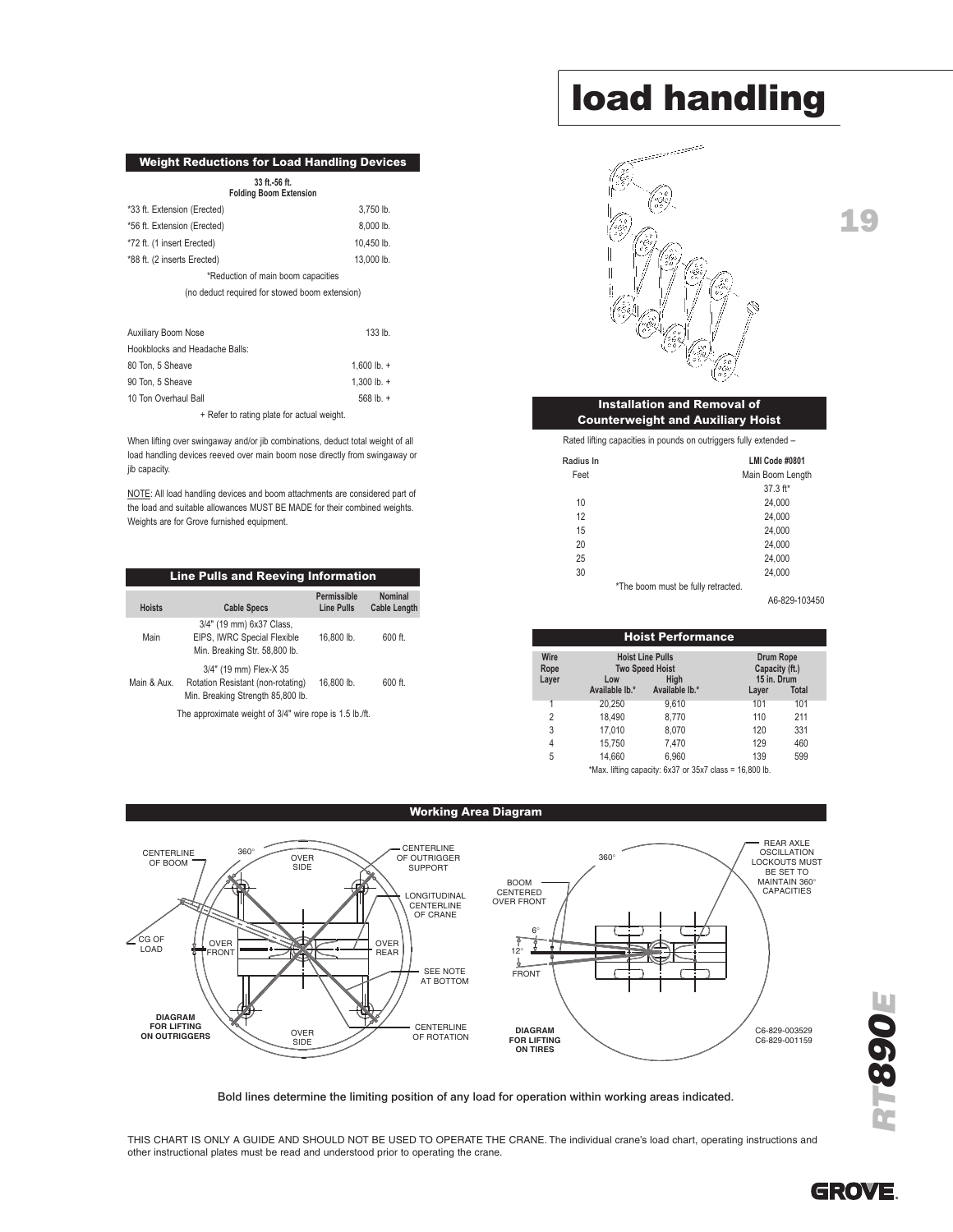# load handling

## Weight Reductions for Load Handling Devices

| | 33 ft.-56 ft. Folding Boom Extension |
|---|---|
| *33 ft. Extension (Erected) | 3,750 lb. |
| *56 ft. Extension (Erected) | 8,000 lb. |
| *72 ft. (1 insert Erected) | 10,450 lb. |
| *88 ft. (2 inserts Erected) | 13,000 lb. |

*Reduction of main boom capacities
(no deduct required for stowed boom extension)

| | |
|---|---|
| Auxiliary Boom Nose | 133 lb. |
| Hookblocks and Headache Balls: | |
| 80 Ton, 5 Sheave | 1,600 lb. + |
| 90 Ton, 5 Sheave | 1,300 lb. + |
| 10 Ton Overhaul Ball | 568 lb. + |

+ Refer to rating plate for actual weight.

When lifting over swingaway and/or jib combinations, deduct total weight of all load handling devices reeved over main boom nose directly from swingaway or jib capacity.

NOTE: All load handling devices and boom attachments are considered part of the load and suitable allowances MUST BE MADE for their combined weights. Weights are for Grove furnished equipment.

## Line Pulls and Reeving Information

| Hoists | Cable Specs | Permissible Line Pulls | Nominal Cable Length |
|---|---|---|---|
| Main | 3/4" (19 mm) 6x37 Class, EIPS, IWRC Special Flexible Min. Breaking Str. 58,800 lb. | 16,800 lb. | 600 ft. |
| Main & Aux. | 3/4" (19 mm) Flex-X 35 Rotation Resistant (non-rotating) Min. Breaking Strength 85,800 lb. | 16,800 lb. | 600 ft. |

The approximate weight of 3/4" wire rope is 1.5 lb./ft.

## Installation and Removal of Counterweight and Auxiliary Hoist

Rated lifting capacities in pounds on outriggers fully extended –

| Radius In Feet | LMI Code #0801 Main Boom Length 37.3 ft* |
|---|---|
| 10 | 24,000 |
| 12 | 24,000 |
| 15 | 24,000 |
| 20 | 24,000 |
| 25 | 24,000 |
| 30 | 24,000 |

*The boom must be fully retracted.

A6-829-103450

## Hoist Performance

| Wire Rope Layer | Hoist Line Pulls Two Speed Hoist Low Available lb.* | High Available lb.* | Drum Rope Capacity (ft.) 15 in. Drum Layer | Total |
|---|---|---|---|---|
| 1 | 20,250 | 9,610 | 101 | 101 |
| 2 | 18,490 | 8,770 | 110 | 211 |
| 3 | 17,010 | 8,070 | 120 | 331 |
| 4 | 15,750 | 7,470 | 129 | 460 |
| 5 | 14,660 | 6,960 | 139 | 599 |

*Max. lifting capacity: 6x37 or 35x7 class = 16,800 lb.

## Working Area Diagram

DIAGRAM FOR LIFTING ON OUTRIGGERS: CENTERLINE OF BOOM, 360°, OVER SIDE, CENTERLINE OF OUTRIGGER SUPPORT, LONGITUDINAL CENTERLINE OF CRANE, CG OF LOAD, OVER FRONT, OVER REAR, SEE NOTE AT BOTTOM, CENTERLINE OF ROTATION, OVER SIDE

DIAGRAM FOR LIFTING ON TIRES: 360°, BOOM CENTERED OVER FRONT, 6°, 12°, FRONT, REAR AXLE OSCILLATION LOCKOUTS MUST BE SET TO MAINTAIN 360° CAPACITIES

C6-829-003529
C6-829-001159

Bold lines determine the limiting position of any load for operation within working areas indicated.

THIS CHART IS ONLY A GUIDE AND SHOULD NOT BE USED TO OPERATE THE CRANE. The individual crane's load chart, operating instructions and other instructional plates must be read and understood prior to operating the crane.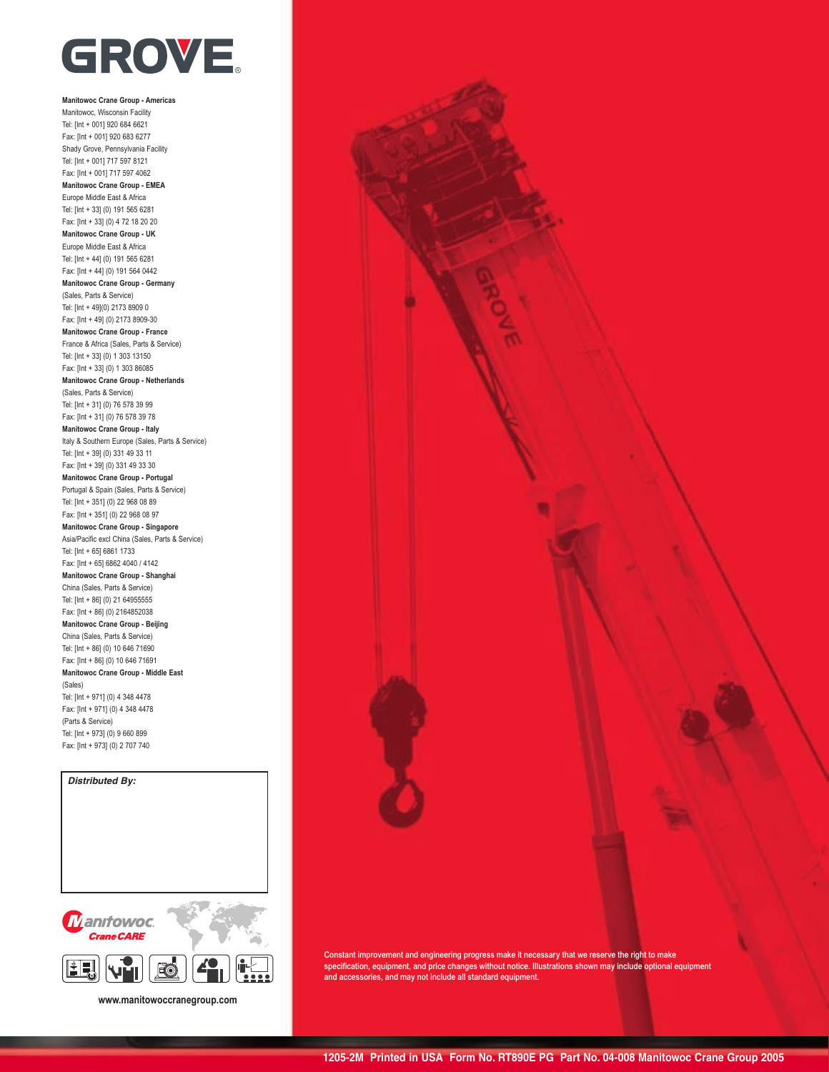# GROVE

**Manitowoc Crane Group - Americas**
Manitowoc, Wisconsin Facility
Tel: [Int + 001] 920 684 6621
Fax: [Int + 001] 920 683 6277
Shady Grove, Pennsylvania Facility
Tel: [Int + 001] 717 597 8121
Fax: [Int + 001] 717 597 4062

**Manitowoc Crane Group - EMEA**
Europe Middle East & Africa
Tel: [Int + 33] (0) 191 565 6281
Fax: [Int + 33] (0) 4 72 18 20 20

**Manitowoc Crane Group - UK**
Europe Middle East & Africa
Tel: [Int + 44] (0) 191 565 6281
Fax: [Int + 44] (0) 191 564 0442

**Manitowoc Crane Group - Germany**
(Sales, Parts & Service)
Tel: [Int + 49](0) 2173 8909 0
Fax: [Int + 49] (0) 2173 8909-30

**Manitowoc Crane Group - France**
France & Africa (Sales, Parts & Service)
Tel: [Int + 33] (0) 1 303 13150
Fax: [Int + 33] (0) 1 303 86085

**Manitowoc Crane Group - Netherlands**
(Sales, Parts & Service)
Tel: [Int + 31] (0) 76 578 39 99
Fax: [Int + 31] (0) 76 578 39 78

**Manitowoc Crane Group - Italy**
Italy & Southern Europe (Sales, Parts & Service)
Tel: [Int + 39] (0) 331 49 33 11
Fax: [Int + 39] (0) 331 49 33 30

**Manitowoc Crane Group - Portugal**
Portugal & Spain (Sales, Parts & Service)
Tel: [Int + 351] (0) 22 968 08 89
Fax: [Int + 351] (0) 22 968 08 97

**Manitowoc Crane Group - Singapore**
Asia/Pacific excl China (Sales, Parts & Service)
Tel: [Int + 65] 6861 1733
Fax: [Int + 65] 6862 4040 / 4142

**Manitowoc Crane Group - Shanghai**
China (Sales, Parts & Service)
Tel: [Int + 86] (0) 21 64955555
Fax: [Int + 86] (0) 2164852038

**Manitowoc Crane Group - Beijing**
China (Sales, Parts & Service)
Tel: [Int + 86] (0) 10 646 71690
Fax: [Int + 86] (0) 10 646 71691

**Manitowoc Crane Group - Middle East**
(Sales)
Tel: [Int + 971] (0) 4 348 4478
Fax: [Int + 971] (0) 4 348 4478
(Parts & Service)
Tel: [Int + 973] (0) 9 660 899
Fax: [Int + 973] (0) 2 707 740

***Distributed By:***

Manitowoc
Crane CARE

www.manitowoccranegroup.com

Constant improvement and engineering progress make it necessary that we reserve the right to make specification, equipment, and price changes without notice. Illustrations shown may include optional equipment and accessories, and may not include all standard equipment.

1205-2M Printed in USA Form No. RT890E PG Part No. 04-008 Manitowoc Crane Group 2005